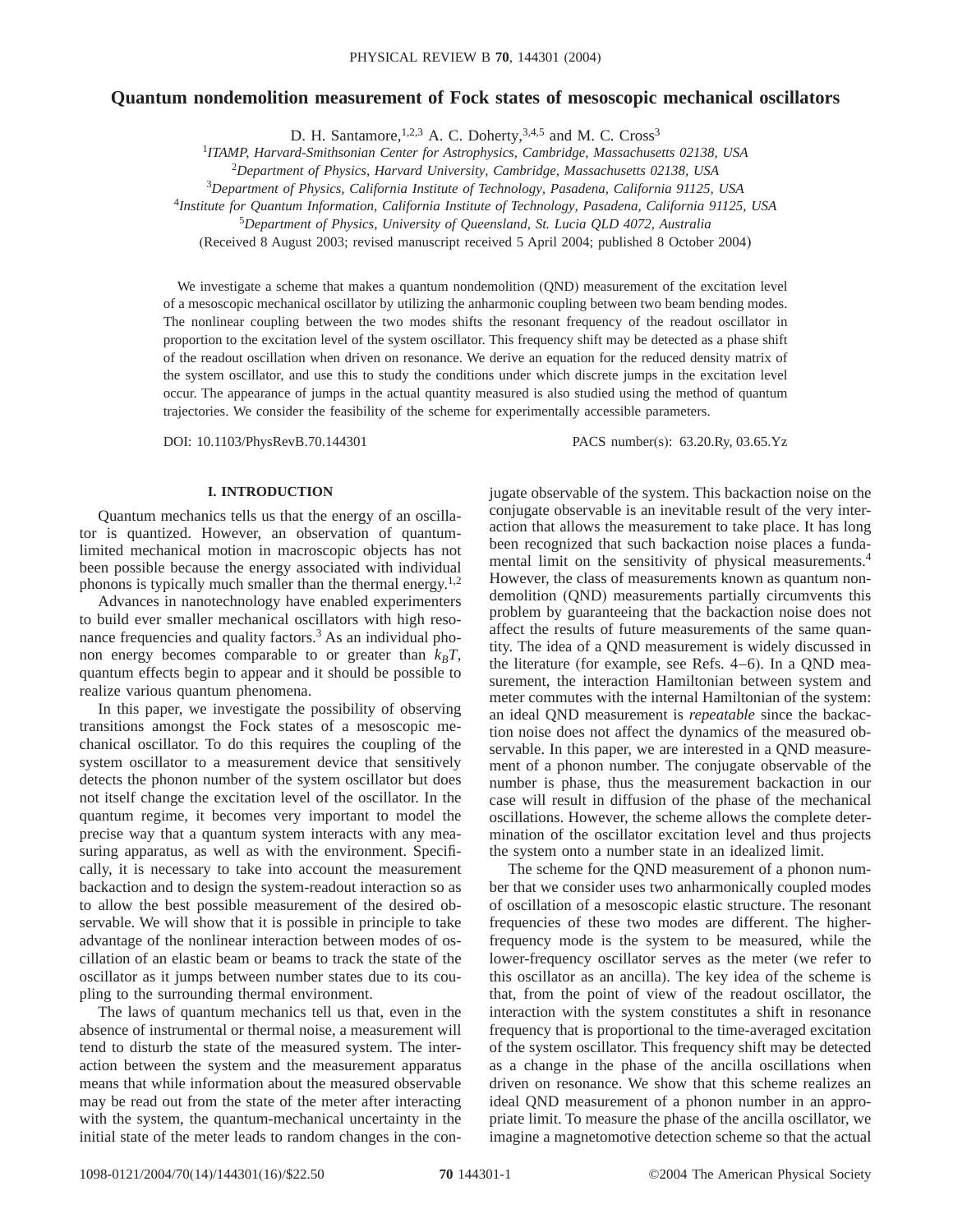# Quantum nondemolition measurement of Fock states of mesoscopic mechanical oscillators

D. H. Santamore,[1,2,3] A. C. Doherty,[3,4,5] and M. C. Cross[3]

[1] *ITAMP, Harvard-Smithsonian Center for Astrophysics, Cambridge, Massachusetts 02138, USA*
[2] *Department of Physics, Harvard University, Cambridge, Massachusetts 02138, USA*
[3] *Department of Physics, California Institute of Technology, Pasadena, California 91125, USA*
[4] *Institute for Quantum Information, California Institute of Technology, Pasadena, California 91125, USA*
[5] *Department of Physics, University of Queensland, St. Lucia QLD 4072, Australia*

(Received 8 August 2003; revised manuscript received 5 April 2004; published 8 October 2004)

We investigate a scheme that makes a quantum nondemolition (QND) measurement of the excitation level of a mesoscopic mechanical oscillator by utilizing the anharmonic coupling between two beam bending modes. The nonlinear coupling between the two modes shifts the resonant frequency of the readout oscillator in proportion to the excitation level of the system oscillator. This frequency shift may be detected as a phase shift of the readout oscillation when driven on resonance. We derive an equation for the reduced density matrix of the system oscillator, and use this to study the conditions under which discrete jumps in the excitation level occur. The appearance of jumps in the actual quantity measured is also studied using the method of quantum trajectories. We consider the feasibility of the scheme for experimentally accessible parameters.

DOI: 10.1103/PhysRevB.70.144301 PACS number(s): 63.20.Ry, 03.65.Yz

## I. INTRODUCTION

Quantum mechanics tells us that the energy of an oscillator is quantized. However, an observation of quantum-limited mechanical motion in macroscopic objects has not been possible because the energy associated with individual phonons is typically much smaller than the thermal energy.[1,2]

Advances in nanotechnology have enabled experimenters to build ever smaller mechanical oscillators with high resonance frequencies and quality factors.[3] As an individual phonon energy becomes comparable to or greater than $k_BT$, quantum effects begin to appear and it should be possible to realize various quantum phenomena.

In this paper, we investigate the possibility of observing transitions amongst the Fock states of a mesoscopic mechanical oscillator. To do this requires the coupling of the system oscillator to a measurement device that sensitively detects the phonon number of the system oscillator but does not itself change the excitation level of the oscillator. In the quantum regime, it becomes very important to model the precise way that a quantum system interacts with any measuring apparatus, as well as with the environment. Specifically, it is necessary to take into account the measurement backaction and to design the system-readout interaction so as to allow the best possible measurement of the desired observable. We will show that it is possible in principle to take advantage of the nonlinear interaction between modes of oscillation of an elastic beam or beams to track the state of the oscillator as it jumps between number states due to its coupling to the surrounding thermal environment.

The laws of quantum mechanics tell us that, even in the absence of instrumental or thermal noise, a measurement will tend to disturb the state of the measured system. The interaction between the system and the measurement apparatus means that while information about the measured observable may be read out from the state of the meter after interacting with the system, the quantum-mechanical uncertainty in the initial state of the meter leads to random changes in the conjugate observable of the system. This backaction noise on the conjugate observable is an inevitable result of the very interaction that allows the measurement to take place. It has long been recognized that such backaction noise places a fundamental limit on the sensitivity of physical measurements.[4] However, the class of measurements known as quantum nondemolition (QND) measurements partially circumvents this problem by guaranteeing that the backaction noise does not affect the results of future measurements of the same quantity. The idea of a QND measurement is widely discussed in the literature (for example, see Refs. 4–6). In a QND measurement, the interaction Hamiltonian between system and meter commutes with the internal Hamiltonian of the system: an ideal QND measurement is *repeatable* since the backaction noise does not affect the dynamics of the measured observable. In this paper, we are interested in a QND measurement of a phonon number. The conjugate observable of the number is phase, thus the measurement backaction in our case will result in diffusion of the phase of the mechanical oscillations. However, the scheme allows the complete determination of the oscillator excitation level and thus projects the system onto a number state in an idealized limit.

The scheme for the QND measurement of a phonon number that we consider uses two anharmonically coupled modes of oscillation of a mesoscopic elastic structure. The resonant frequencies of these two modes are different. The higher-frequency mode is the system to be measured, while the lower-frequency oscillator serves as the meter (we refer to this oscillator as an ancilla). The key idea of the scheme is that, from the point of view of the readout oscillator, the interaction with the system constitutes a shift in resonance frequency that is proportional to the time-averaged excitation of the system oscillator. This frequency shift may be detected as a change in the phase of the ancilla oscillations when driven on resonance. We show that this scheme realizes an ideal QND measurement of a phonon number in an appropriate limit. To measure the phase of the ancilla oscillator, we imagine a magnetomotive detection scheme so that the actual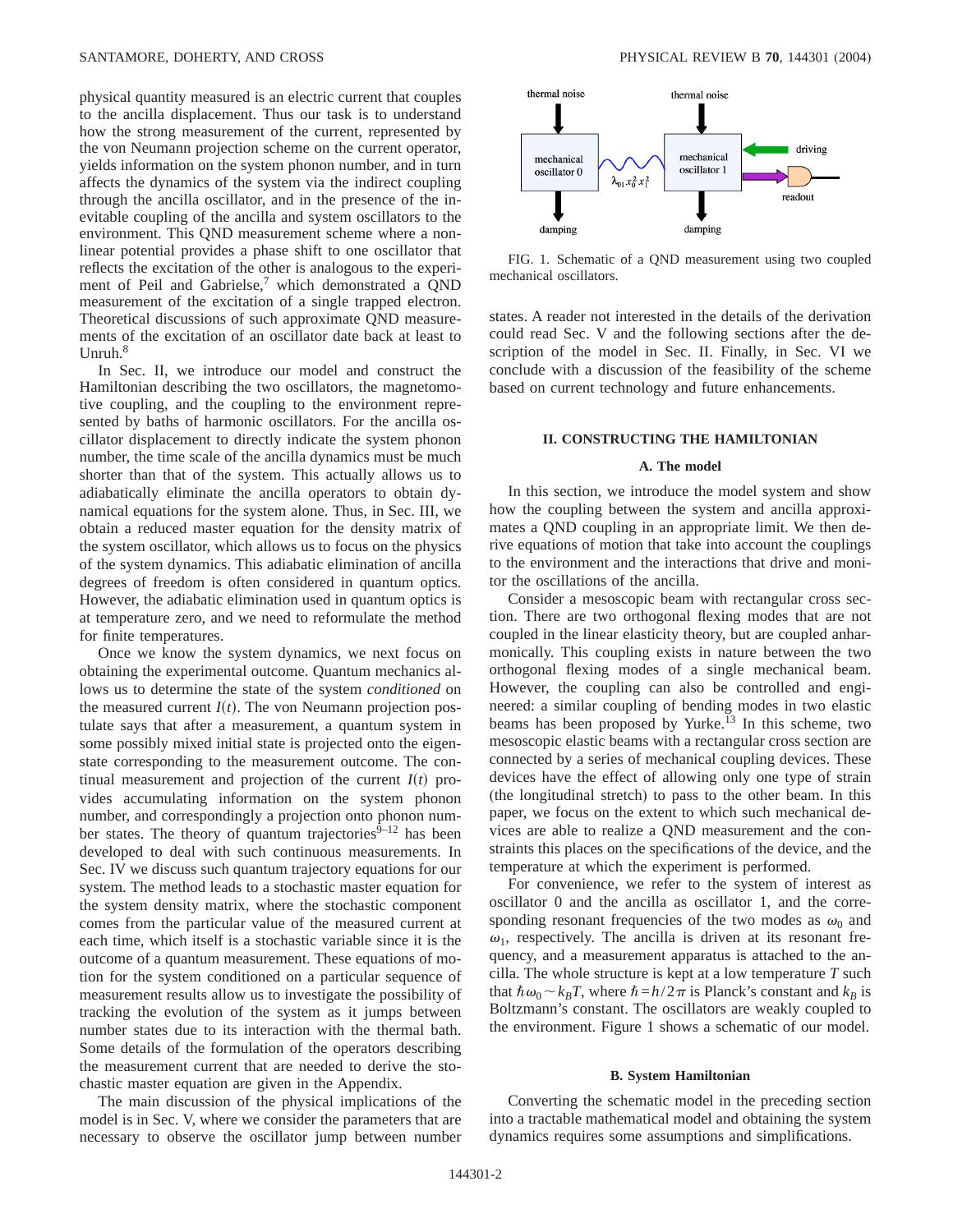physical quantity measured is an electric current that couples to the ancilla displacement. Thus our task is to understand how the strong measurement of the current, represented by the von Neumann projection scheme on the current operator, yields information on the system phonon number, and in turn affects the dynamics of the system via the indirect coupling through the ancilla oscillator, and in the presence of the inevitable coupling of the ancilla and system oscillators to the environment. This QND measurement scheme where a nonlinear potential provides a phase shift to one oscillator that reflects the excitation of the other is analogous to the experiment of Peil and Gabrielse,[7] which demonstrated a QND measurement of the excitation of a single trapped electron. Theoretical discussions of such approximate QND measurements of the excitation of an oscillator date back at least to Unruh.[8]

In Sec. II, we introduce our model and construct the Hamiltonian describing the two oscillators, the magnetomotive coupling, and the coupling to the environment represented by baths of harmonic oscillators. For the ancilla oscillator displacement to directly indicate the system phonon number, the time scale of the ancilla dynamics must be much shorter than that of the system. This actually allows us to adiabatically eliminate the ancilla operators to obtain dynamical equations for the system alone. Thus, in Sec. III, we obtain a reduced master equation for the density matrix of the system oscillator, which allows us to focus on the physics of the system dynamics. This adiabatic elimination of ancilla degrees of freedom is often considered in quantum optics. However, the adiabatic elimination used in quantum optics is at temperature zero, and we need to reformulate the method for finite temperatures.

Once we know the system dynamics, we next focus on obtaining the experimental outcome. Quantum mechanics allows us to determine the state of the system *conditioned* on the measured current $I(t)$. The von Neumann projection postulate says that after a measurement, a quantum system in some possibly mixed initial state is projected onto the eigenstate corresponding to the measurement outcome. The continual measurement and projection of the current $I(t)$ provides accumulating information on the system phonon number, and correspondingly a projection onto phonon number. The theory of quantum trajectories[9–12] has been developed to deal with such continuous measurements. In Sec. IV we discuss such quantum trajectory equations for our system. The method leads to a stochastic master equation for the system density matrix, where the stochastic component comes from the particular value of the measured current at each time, which itself is a stochastic variable since it is the outcome of a quantum measurement. These equations of motion for the system conditioned on a particular sequence of measurement results allow us to investigate the possibility of tracking the evolution of the system as it jumps between number states due to its interaction with the thermal bath. Some details of the formulation of the operators describing the measurement current that are needed to derive the stochastic master equation are given in the Appendix.

The main discussion of the physical implications of the model is in Sec. V, where we consider the parameters that are necessary to observe the oscillator jump between number states. A reader not interested in the details of the derivation could read Sec. V and the following sections after the description of the model in Sec. II. Finally, in Sec. VI we conclude with a discussion of the feasibility of the scheme based on current technology and future enhancements.

thermal noise

thermal noise

mechanical oscillator 0

mechanical oscillator 1

driving

$\lambda_{01} x_0^2 x_1^2$

readout

damping

damping

FIG. 1. Schematic of a QND measurement using two coupled mechanical oscillators.

## II. CONSTRUCTING THE HAMILTONIAN

### A. The model

In this section, we introduce the model system and show how the coupling between the system and ancilla approximates a QND coupling in an appropriate limit. We then derive equations of motion that take into account the couplings to the environment and the interactions that drive and monitor the oscillations of the ancilla.

Consider a mesoscopic beam with rectangular cross section. There are two orthogonal flexing modes that are not coupled in the linear elasticity theory, but are coupled anharmonically. This coupling exists in nature between the two orthogonal flexing modes of a single mechanical beam. However, the coupling can also be controlled and engineered: a similar coupling of bending modes in two elastic beams has been proposed by Yurke.[13] In this scheme, two mesoscopic elastic beams with a rectangular cross section are connected by a series of mechanical coupling devices. These devices have the effect of allowing only one type of strain (the longitudinal stretch) to pass to the other beam. In this paper, we focus on the extent to which such mechanical devices are able to realize a QND measurement and the constraints this places on the specifications of the device, and the temperature at which the experiment is performed.

For convenience, we refer to the system of interest as oscillator 0 and the ancilla as oscillator 1, and the corresponding resonant frequencies of the two modes as $\omega_0$ and $\omega_1$, respectively. The ancilla is driven at its resonant frequency, and a measurement apparatus is attached to the ancilla. The whole structure is kept at a low temperature $T$ such that $\hbar\omega_0 \sim k_B T$, where $\hbar = h/2\pi$ is Planck's constant and $k_B$ is Boltzmann's constant. The oscillators are weakly coupled to the environment. Figure 1 shows a schematic of our model.

### B. System Hamiltonian

Converting the schematic model in the preceding section into a tractable mathematical model and obtaining the system dynamics requires some assumptions and simplifications.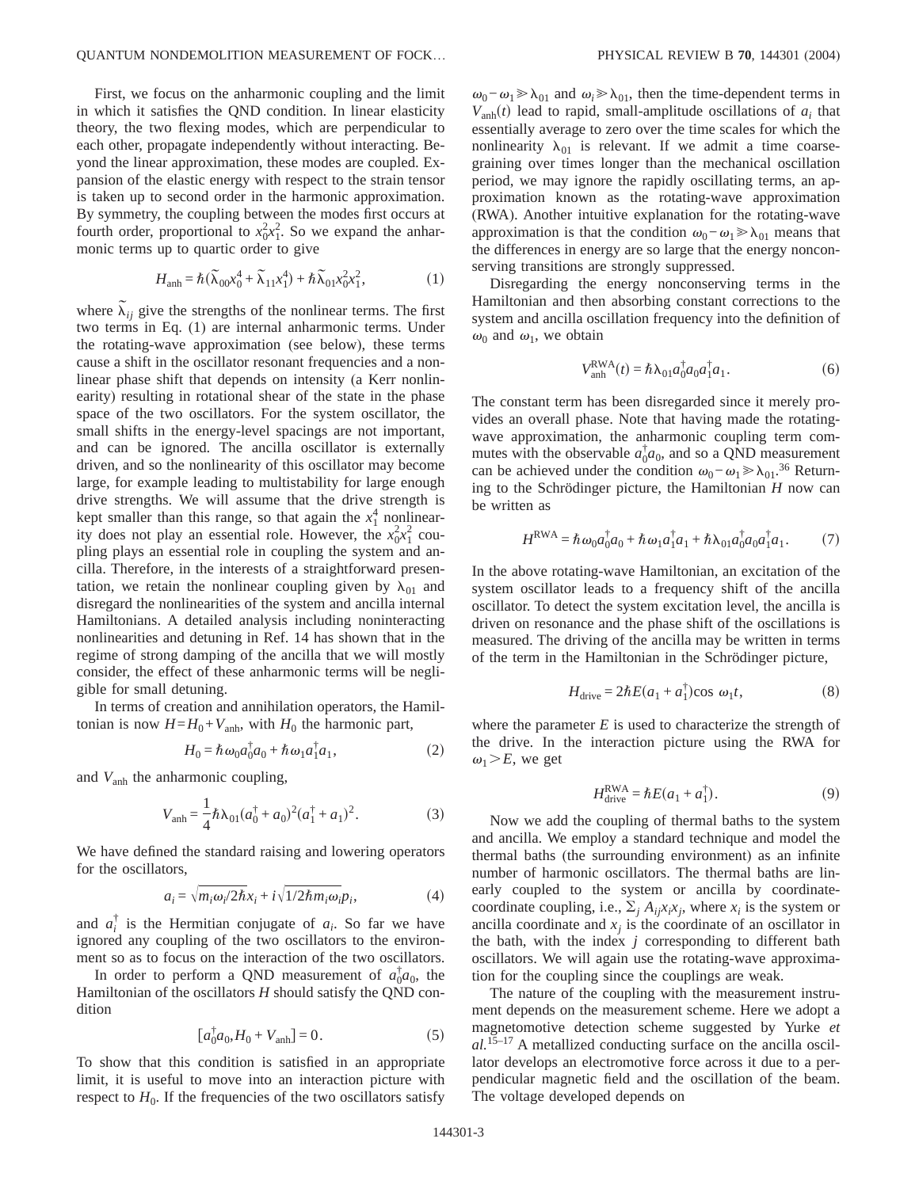First, we focus on the anharmonic coupling and the limit in which it satisfies the QND condition. In linear elasticity theory, the two flexing modes, which are perpendicular to each other, propagate independently without interacting. Beyond the linear approximation, these modes are coupled. Expansion of the elastic energy with respect to the strain tensor is taken up to second order in the harmonic approximation. By symmetry, the coupling between the modes first occurs at fourth order, proportional to $x_0^2 x_1^2$. So we expand the anharmonic terms up to quartic order to give

$$H_{\text{anh}} = \hbar(\tilde{\lambda}_{00} x_0^4 + \tilde{\lambda}_{11} x_1^4) + \hbar \tilde{\lambda}_{01} x_0^2 x_1^2, \tag{1}$$

where $\tilde{\lambda}_{ij}$ give the strengths of the nonlinear terms. The first two terms in Eq. (1) are internal anharmonic terms. Under the rotating-wave approximation (see below), these terms cause a shift in the oscillator resonant frequencies and a nonlinear phase shift that depends on intensity (a Kerr nonlinearity) resulting in rotational shear of the state in the phase space of the two oscillators. For the system oscillator, the small shifts in the energy-level spacings are not important, and can be ignored. The ancilla oscillator is externally driven, and so the nonlinearity of this oscillator may become large, for example leading to multistability for large enough drive strengths. We will assume that the drive strength is kept smaller than this range, so that again the $x_1^4$ nonlinearity does not play an essential role. However, the $x_0^2 x_1^2$ coupling plays an essential role in coupling the system and ancilla. Therefore, in the interests of a straightforward presentation, we retain the nonlinear coupling given by $\lambda_{01}$ and disregard the nonlinearities of the system and ancilla internal Hamiltonians. A detailed analysis including noninteracting nonlinearities and detuning in Ref. 14 has shown that in the regime of strong damping of the ancilla that we will mostly consider, the effect of these anharmonic terms will be negligible for small detuning.

In terms of creation and annihilation operators, the Hamiltonian is now $H = H_0 + V_{\text{anh}}$, with $H_0$ the harmonic part,

$$H_0 = \hbar \omega_0 a_0^\dagger a_0 + \hbar \omega_1 a_1^\dagger a_1, \tag{2}$$

and $V_{\text{anh}}$ the anharmonic coupling,

$$V_{\text{anh}} = \frac{1}{4} \hbar \lambda_{01} (a_0^\dagger + a_0)^2 (a_1^\dagger + a_1)^2. \tag{3}$$

We have defined the standard raising and lowering operators for the oscillators,

$$a_i = \sqrt{m_i \omega_i / 2\hbar}\, x_i + i \sqrt{1/2\hbar m_i \omega_i}\, p_i, \tag{4}$$

and $a_i^\dagger$ is the Hermitian conjugate of $a_i$. So far we have ignored any coupling of the two oscillators to the environment so as to focus on the interaction of the two oscillators.

In order to perform a QND measurement of $a_0^\dagger a_0$, the Hamiltonian of the oscillators $H$ should satisfy the QND condition

$$[a_0^\dagger a_0, H_0 + V_{\text{anh}}] = 0. \tag{5}$$

To show that this condition is satisfied in an appropriate limit, it is useful to move into an interaction picture with respect to $H_0$. If the frequencies of the two oscillators satisfy $\omega_0 - \omega_1 \gg \lambda_{01}$ and $\omega_i \gg \lambda_{01}$, then the time-dependent terms in $V_{\text{anh}}(t)$ lead to rapid, small-amplitude oscillations of $a_i$ that essentially average to zero over the time scales for which the nonlinearity $\lambda_{01}$ is relevant. If we admit a time coarse-graining over times longer than the mechanical oscillation period, we may ignore the rapidly oscillating terms, an approximation known as the rotating-wave approximation (RWA). Another intuitive explanation for the rotating-wave approximation is that the condition $\omega_0 - \omega_1 \gg \lambda_{01}$ means that the differences in energy are so large that the energy nonconserving transitions are strongly suppressed.

Disregarding the energy nonconserving terms in the Hamiltonian and then absorbing constant corrections to the system and ancilla oscillation frequency into the definition of $\omega_0$ and $\omega_1$, we obtain

$$V_{\text{anh}}^{\text{RWA}}(t) = \hbar \lambda_{01} a_0^\dagger a_0 a_1^\dagger a_1. \tag{6}$$

The constant term has been disregarded since it merely provides an overall phase. Note that having made the rotating-wave approximation, the anharmonic coupling term commutes with the observable $a_0^\dagger a_0$, and so a QND measurement can be achieved under the condition $\omega_0 - \omega_1 \gg \lambda_{01}$.[36] Returning to the Schrödinger picture, the Hamiltonian $H$ now can be written as

$$H^{\text{RWA}} = \hbar \omega_0 a_0^\dagger a_0 + \hbar \omega_1 a_1^\dagger a_1 + \hbar \lambda_{01} a_0^\dagger a_0 a_1^\dagger a_1. \tag{7}$$

In the above rotating-wave Hamiltonian, an excitation of the system oscillator leads to a frequency shift of the ancilla oscillator. To detect the system excitation level, the ancilla is driven on resonance and the phase shift of the oscillations is measured. The driving of the ancilla may be written in terms of the term in the Hamiltonian in the Schrödinger picture,

$$H_{\text{drive}} = 2\hbar E (a_1 + a_1^\dagger) \cos \omega_1 t, \tag{8}$$

where the parameter $E$ is used to characterize the strength of the drive. In the interaction picture using the RWA for $\omega_1 > E$, we get

$$H_{\text{drive}}^{\text{RWA}} = \hbar E (a_1 + a_1^\dagger). \tag{9}$$

Now we add the coupling of thermal baths to the system and ancilla. We employ a standard technique and model the thermal baths (the surrounding environment) as an infinite number of harmonic oscillators. The thermal baths are linearly coupled to the system or ancilla by coordinate-coordinate coupling, i.e., $\sum_j A_{ij} x_i x_j$, where $x_i$ is the system or ancilla coordinate and $x_j$ is the coordinate of an oscillator in the bath, with the index $j$ corresponding to different bath oscillators. We will again use the rotating-wave approximation for the coupling since the couplings are weak.

The nature of the coupling with the measurement instrument depends on the measurement scheme. Here we adopt a magnetomotive detection scheme suggested by Yurke *et al.*[15–17] A metallized conducting surface on the ancilla oscillator develops an electromotive force across it due to a perpendicular magnetic field and the oscillation of the beam. The voltage developed depends on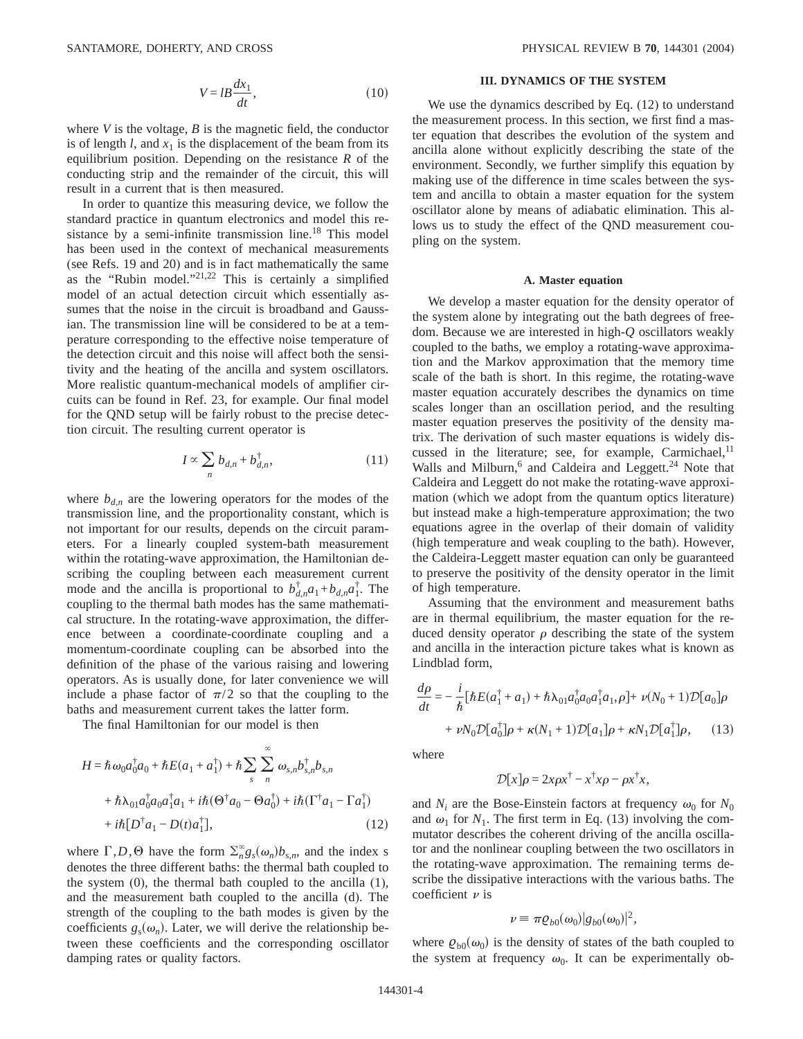$$V = lB\frac{dx_1}{dt}, \tag{10}$$

where $V$ is the voltage, $B$ is the magnetic field, the conductor is of length $l$, and $x_1$ is the displacement of the beam from its equilibrium position. Depending on the resistance $R$ of the conducting strip and the remainder of the circuit, this will result in a current that is then measured.

In order to quantize this measuring device, we follow the standard practice in quantum electronics and model this resistance by a semi-infinite transmission line.[18] This model has been used in the context of mechanical measurements (see Refs. 19 and 20) and is in fact mathematically the same as the "Rubin model."[21,22] This is certainly a simplified model of an actual detection circuit which essentially assumes that the noise in the circuit is broadband and Gaussian. The transmission line will be considered to be at a temperature corresponding to the effective noise temperature of the detection circuit and this noise will affect both the sensitivity and the heating of the ancilla and system oscillators. More realistic quantum-mechanical models of amplifier circuits can be found in Ref. 23, for example. Our final model for the QND setup will be fairly robust to the precise detection circuit. The resulting current operator is

$$I \propto \sum_n b_{d,n} + b_{d,n}^\dagger, \tag{11}$$

where $b_{d,n}$ are the lowering operators for the modes of the transmission line, and the proportionality constant, which is not important for our results, depends on the circuit parameters. For a linearly coupled system-bath measurement within the rotating-wave approximation, the Hamiltonian describing the coupling between each measurement current mode and the ancilla is proportional to $b_{d,n}^\dagger a_1 + b_{d,n} a_1^\dagger$. The coupling to the thermal bath modes has the same mathematical structure. In the rotating-wave approximation, the difference between a coordinate-coordinate coupling and a momentum-coordinate coupling can be absorbed into the definition of the phase of the various raising and lowering operators. As is usually done, for later convenience we will include a phase factor of $\pi/2$ so that the coupling to the baths and measurement current takes the latter form.

The final Hamiltonian for our model is then

$$\begin{aligned} H = {} & \hbar\omega_0 a_0^\dagger a_0 + \hbar E(a_1 + a_1^\dagger) + \hbar\sum_s \sum_n^\infty \omega_{s,n} b_{s,n}^\dagger b_{s,n} \\ & + \hbar\lambda_{01} a_0^\dagger a_0 a_1^\dagger a_1 + i\hbar(\Theta^\dagger a_0 - \Theta a_0^\dagger) + i\hbar(\Gamma^\dagger a_1 - \Gamma a_1^\dagger) \\ & + i\hbar[D^\dagger a_1 - D(t) a_1^\dagger], \end{aligned} \tag{12}$$

where $\Gamma, D, \Theta$ have the form $\Sigma_n^\infty g_s(\omega_n) b_{s,n}$, and the index s denotes the three different baths: the thermal bath coupled to the system (0), the thermal bath coupled to the ancilla (1), and the measurement bath coupled to the ancilla (d). The strength of the coupling to the bath modes is given by the coefficients $g_s(\omega_n)$. Later, we will derive the relationship between these coefficients and the corresponding oscillator damping rates or quality factors.

## III. DYNAMICS OF THE SYSTEM

We use the dynamics described by Eq. (12) to understand the measurement process. In this section, we first find a master equation that describes the evolution of the system and ancilla alone without explicitly describing the state of the environment. Secondly, we further simplify this equation by making use of the difference in time scales between the system and ancilla to obtain a master equation for the system oscillator alone by means of adiabatic elimination. This allows us to study the effect of the QND measurement coupling on the system.

### A. Master equation

We develop a master equation for the density operator of the system alone by integrating out the bath degrees of freedom. Because we are interested in high-$Q$ oscillators weakly coupled to the baths, we employ a rotating-wave approximation and the Markov approximation that the memory time scale of the bath is short. In this regime, the rotating-wave master equation accurately describes the dynamics on time scales longer than an oscillation period, and the resulting master equation preserves the positivity of the density matrix. The derivation of such master equations is widely discussed in the literature; see, for example, Carmichael,[11] Walls and Milburn,[6] and Caldeira and Leggett.[24] Note that Caldeira and Leggett do not make the rotating-wave approximation (which we adopt from the quantum optics literature) but instead make a high-temperature approximation; the two equations agree in the overlap of their domain of validity (high temperature and weak coupling to the bath). However, the Caldeira-Leggett master equation can only be guaranteed to preserve the positivity of the density operator in the limit of high temperature.

Assuming that the environment and measurement baths are in thermal equilibrium, the master equation for the reduced density operator $\rho$ describing the state of the system and ancilla in the interaction picture takes what is known as Lindblad form,

$$\begin{aligned} \frac{d\rho}{dt} = {} & -\frac{i}{\hbar}[\hbar E(a_1^\dagger + a_1) + \hbar\lambda_{01} a_0^\dagger a_0 a_1^\dagger a_1, \rho] + \nu(N_0+1)\mathcal{D}[a_0]\rho \\ & + \nu N_0 \mathcal{D}[a_0^\dagger]\rho + \kappa(N_1+1)\mathcal{D}[a_1]\rho + \kappa N_1 \mathcal{D}[a_1^\dagger]\rho, \end{aligned} \tag{13}$$

where

$$\mathcal{D}[x]\rho = 2x\rho x^\dagger - x^\dagger x\rho - \rho x^\dagger x,$$

and $N_i$ are the Bose-Einstein factors at frequency $\omega_0$ for $N_0$ and $\omega_1$ for $N_1$. The first term in Eq. (13) involving the commutator describes the coherent driving of the ancilla oscillator and the nonlinear coupling between the two oscillators in the rotating-wave approximation. The remaining terms describe the dissipative interactions with the various baths. The coefficient $\nu$ is

$$\nu \equiv \pi\varrho_{b0}(\omega_0)|g_{b0}(\omega_0)|^2,$$

where $\varrho_{b0}(\omega_0)$ is the density of states of the bath coupled to the system at frequency $\omega_0$. It can be experimentally ob-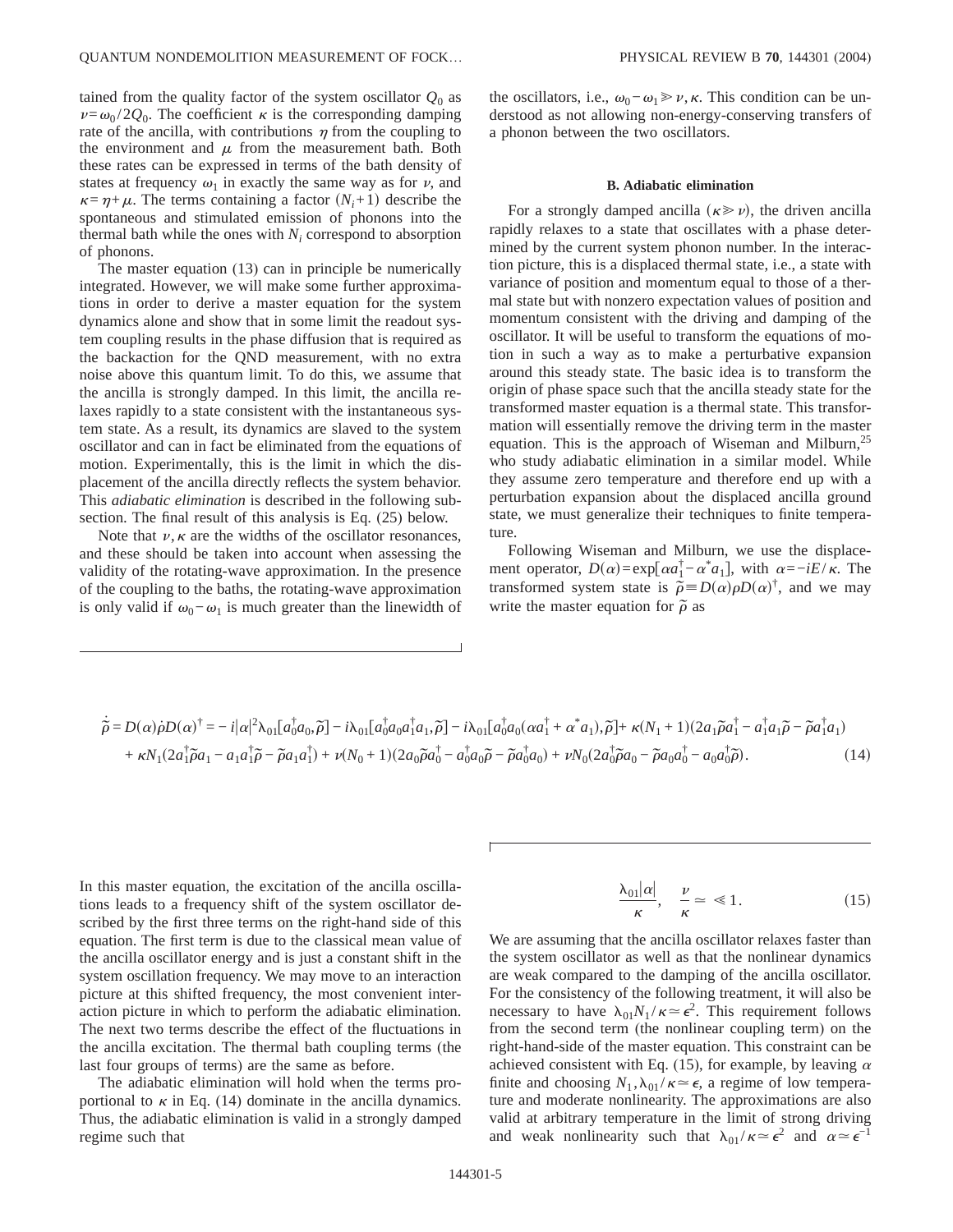tained from the quality factor of the system oscillator $Q_0$ as $\nu=\omega_0/2Q_0$. The coefficient $\kappa$ is the corresponding damping rate of the ancilla, with contributions $\eta$ from the coupling to the environment and $\mu$ from the measurement bath. Both these rates can be expressed in terms of the bath density of states at frequency $\omega_1$ in exactly the same way as for $\nu$, and $\kappa=\eta+\mu$. The terms containing a factor $(N_i+1)$ describe the spontaneous and stimulated emission of phonons into the thermal bath while the ones with $N_i$ correspond to absorption of phonons.

The master equation (13) can in principle be numerically integrated. However, we will make some further approximations in order to derive a master equation for the system dynamics alone and show that in some limit the readout system coupling results in the phase diffusion that is required as the backaction for the QND measurement, with no extra noise above this quantum limit. To do this, we assume that the ancilla is strongly damped. In this limit, the ancilla relaxes rapidly to a state consistent with the instantaneous system state. As a result, its dynamics are slaved to the system oscillator and can in fact be eliminated from the equations of motion. Experimentally, this is the limit in which the displacement of the ancilla directly reflects the system behavior. This *adiabatic elimination* is described in the following subsection. The final result of this analysis is Eq. (25) below.

Note that $\nu,\kappa$ are the widths of the oscillator resonances, and these should be taken into account when assessing the validity of the rotating-wave approximation. In the presence of the coupling to the baths, the rotating-wave approximation is only valid if $\omega_0-\omega_1$ is much greater than the linewidth of the oscillators, i.e., $\omega_0-\omega_1 \gg \nu,\kappa$. This condition can be understood as not allowing non-energy-conserving transfers of a phonon between the two oscillators.

### B. Adiabatic elimination

For a strongly damped ancilla ($\kappa \gg \nu$), the driven ancilla rapidly relaxes to a state that oscillates with a phase determined by the current system phonon number. In the interaction picture, this is a displaced thermal state, i.e., a state with variance of position and momentum equal to those of a thermal state but with nonzero expectation values of position and momentum consistent with the driving and damping of the oscillator. It will be useful to transform the equations of motion in such a way as to make a perturbative expansion around this steady state. The basic idea is to transform the origin of phase space such that the ancilla steady state for the transformed master equation is a thermal state. This transformation will essentially remove the driving term in the master equation. This is the approach of Wiseman and Milburn,[25] who study adiabatic elimination in a similar model. While they assume zero temperature and therefore end up with a perturbation expansion about the displaced ancilla ground state, we must generalize their techniques to finite temperature.

Following Wiseman and Milburn, we use the displacement operator, $D(\alpha)=\exp[\alpha a_1^\dagger-\alpha^* a_1]$, with $\alpha=-iE/\kappa$. The transformed system state is $\tilde{\rho}\equiv D(\alpha)\rho D(\alpha)^\dagger$, and we may write the master equation for $\tilde{\rho}$ as

$$
\begin{aligned}
\dot{\tilde{\rho}} = D(\alpha)\dot{\rho}D(\alpha)^\dagger = &-i|\alpha|^2\lambda_{01}[a_0^\dagger a_0,\tilde{\rho}] - i\lambda_{01}[a_0^\dagger a_0 a_1^\dagger a_1,\tilde{\rho}] - i\lambda_{01}[a_0^\dagger a_0(\alpha a_1^\dagger + \alpha^* a_1),\tilde{\rho}] + \kappa(N_1+1)(2a_1\tilde{\rho}a_1^\dagger - a_1^\dagger a_1\tilde{\rho} - \tilde{\rho}a_1^\dagger a_1) \\
&+ \kappa N_1(2a_1^\dagger\tilde{\rho}a_1 - a_1 a_1^\dagger\tilde{\rho} - \tilde{\rho}a_1 a_1^\dagger) + \nu(N_0+1)(2a_0\tilde{\rho}a_0^\dagger - a_0^\dagger a_0\tilde{\rho} - \tilde{\rho}a_0^\dagger a_0) + \nu N_0(2a_0^\dagger\tilde{\rho}a_0 - \tilde{\rho}a_0 a_0^\dagger - a_0 a_0^\dagger\tilde{\rho}).
\end{aligned}
\tag{14}
$$

In this master equation, the excitation of the ancilla oscillations leads to a frequency shift of the system oscillator described by the first three terms on the right-hand side of this equation. The first term is due to the classical mean value of the ancilla oscillator energy and is just a constant shift in the system oscillation frequency. We may move to an interaction picture at this shifted frequency, the most convenient interaction picture in which to perform the adiabatic elimination. The next two terms describe the effect of the fluctuations in the ancilla excitation. The thermal bath coupling terms (the last four groups of terms) are the same as before.

The adiabatic elimination will hold when the terms proportional to $\kappa$ in Eq. (14) dominate in the ancilla dynamics. Thus, the adiabatic elimination is valid in a strongly damped regime such that

$$
\frac{\lambda_{01}|\alpha|}{\kappa}, \quad \frac{\nu}{\kappa} \simeq \ll 1. \tag{15}
$$

We are assuming that the ancilla oscillator relaxes faster than the system oscillator as well as that the nonlinear dynamics are weak compared to the damping of the ancilla oscillator. For the consistency of the following treatment, it will also be necessary to have $\lambda_{01}N_1/\kappa \simeq \epsilon^2$. This requirement follows from the second term (the nonlinear coupling term) on the right-hand-side of the master equation. This constraint can be achieved consistent with Eq. (15), for example, by leaving $\alpha$ finite and choosing $N_1,\lambda_{01}/\kappa \simeq \epsilon$, a regime of low temperature and moderate nonlinearity. The approximations are also valid at arbitrary temperature in the limit of strong driving and weak nonlinearity such that $\lambda_{01}/\kappa \simeq \epsilon^2$ and $\alpha \simeq \epsilon^{-1}$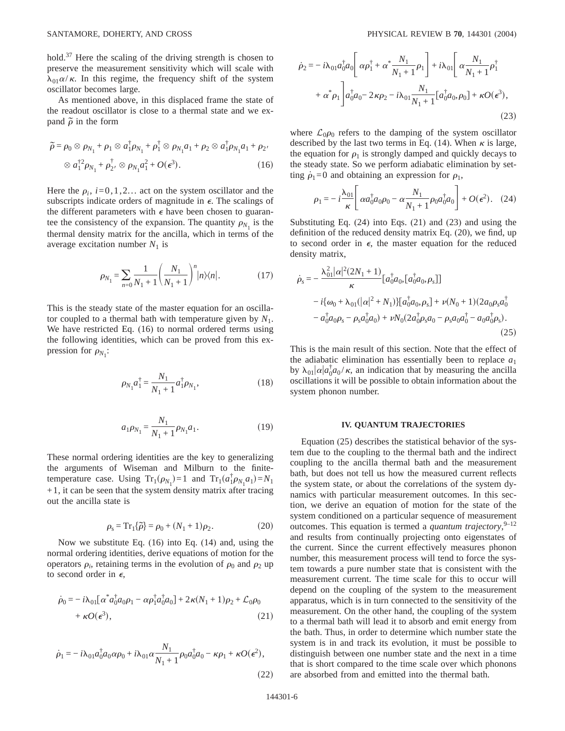hold.[37] Here the scaling of the driving strength is chosen to preserve the measurement sensitivity which will scale with $\lambda_{01}\alpha/\kappa$. In this regime, the frequency shift of the system oscillator becomes large.

As mentioned above, in this displaced frame the state of the readout oscillator is close to a thermal state and we expand $\tilde{\rho}$ in the form

$$\tilde{\rho} = \rho_0 \otimes \rho_{N_1} + \rho_1 \otimes a_1^\dagger \rho_{N_1} + \rho_1^\dagger \otimes \rho_{N_1} a_1 + \rho_2 \otimes a_1^\dagger \rho_{N_1} a_1 + \rho_{2'} \otimes a_1^{\dagger 2} \rho_{N_1} + \rho_{2'}^\dagger \otimes \rho_{N_1} a_1^2 + O(\epsilon^3). \tag{16}$$

Here the $\rho_i$, $i=0,1,2\ldots$ act on the system oscillator and the subscripts indicate orders of magnitude in $\epsilon$. The scalings of the different parameters with $\epsilon$ have been chosen to guarantee the consistency of the expansion. The quantity $\rho_{N_1}$ is the thermal density matrix for the ancilla, which in terms of the average excitation number $N_1$ is

$$\rho_{N_1} = \sum_{n=0} \frac{1}{N_1+1}\left(\frac{N_1}{N_1+1}\right)^n |n\rangle\langle n|. \tag{17}$$

This is the steady state of the master equation for an oscillator coupled to a thermal bath with temperature given by $N_1$. We have restricted Eq. (16) to normal ordered terms using the following identities, which can be proved from this expression for $\rho_{N_1}$:

$$\rho_{N_1} a_1^\dagger = \frac{N_1}{N_1+1} a_1^\dagger \rho_{N_1}, \tag{18}$$

$$a_1 \rho_{N_1} = \frac{N_1}{N_1+1} \rho_{N_1} a_1. \tag{19}$$

These normal ordering identities are the key to generalizing the arguments of Wiseman and Milburn to the finite-temperature case. Using $\mathrm{Tr}_1(\rho_{N_1})=1$ and $\mathrm{Tr}_1(a_1^\dagger \rho_{N_1} a_1) = N_1 + 1$, it can be seen that the system density matrix after tracing out the ancilla state is

$$\rho_s = \mathrm{Tr}_1\{\tilde{\rho}\} = \rho_0 + (N_1+1)\rho_2. \tag{20}$$

Now we substitute Eq. (16) into Eq. (14) and, using the normal ordering identities, derive equations of motion for the operators $\rho_i$, retaining terms in the evolution of $\rho_0$ and $\rho_2$ up to second order in $\epsilon$,

$$\dot{\rho}_0 = -i\lambda_{01}[\alpha^* a_0^\dagger a_0 \rho_1 - \alpha \rho_1^\dagger a_0^\dagger a_0] + 2\kappa(N_1+1)\rho_2 + \mathcal{L}_0\rho_0 + \kappa O(\epsilon^3), \tag{21}$$

$$\dot{\rho}_1 = -i\lambda_{01} a_0^\dagger a_0 \alpha \rho_0 + i\lambda_{01}\alpha \frac{N_1}{N_1+1}\rho_0 a_0^\dagger a_0 - \kappa\rho_1 + \kappa O(\epsilon^2), \tag{22}$$

$$\dot{\rho}_2 = -i\lambda_{01} a_0^\dagger a_0\left[\alpha\rho_1^\dagger + \alpha^* \frac{N_1}{N_1+1}\rho_1\right] + i\lambda_{01}\left[\alpha\frac{N_1}{N_1+1}\rho_1^\dagger + \alpha^*\rho_1\right] a_0^\dagger a_0 - 2\kappa\rho_2 - i\lambda_{01}\frac{N_1}{N_1+1}[a_0^\dagger a_0, \rho_0] + \kappa O(\epsilon^3), \tag{23}$$

where $\mathcal{L}_0\rho_0$ refers to the damping of the system oscillator described by the last two terms in Eq. (14). When $\kappa$ is large, the equation for $\rho_1$ is strongly damped and quickly decays to the steady state. So we perform adiabatic elimination by setting $\dot{\rho}_1=0$ and obtaining an expression for $\rho_1$,

$$\rho_1 = -i\frac{\lambda_{01}}{\kappa}\left[\alpha a_0^\dagger a_0 \rho_0 - \alpha\frac{N_1}{N_1+1}\rho_0 a_0^\dagger a_0\right] + O(\epsilon^2). \tag{24}$$

Substituting Eq. (24) into Eqs. (21) and (23) and using the definition of the reduced density matrix Eq. (20), we find, up to second order in $\epsilon$, the master equation for the reduced density matrix,

$$\begin{aligned}\dot{\rho}_s = &-\frac{\lambda_{01}^2|\alpha|^2(2N_1+1)}{\kappa}[a_0^\dagger a_0,[a_0^\dagger a_0,\rho_s]] \\ &- i\{\omega_0 + \lambda_{01}(|\alpha|^2+N_1)\}[a_0^\dagger a_0,\rho_s] + \nu(N_0+1)(2a_0\rho_s a_0^\dagger \\ &- a_0^\dagger a_0\rho_s - \rho_s a_0^\dagger a_0) + \nu N_0(2a_0^\dagger\rho_s a_0 - \rho_s a_0 a_0^\dagger - a_0 a_0^\dagger\rho_s).\end{aligned} \tag{25}$$

This is the main result of this section. Note that the effect of the adiabatic elimination has essentially been to replace $a_1$ by $\lambda_{01}|\alpha| a_0^\dagger a_0/\kappa$, an indication that by measuring the ancilla oscillations it will be possible to obtain information about the system phonon number.

## IV. QUANTUM TRAJECTORIES

Equation (25) describes the statistical behavior of the system due to the coupling to the thermal bath and the indirect coupling to the ancilla thermal bath and the measurement bath, but does not tell us how the measured current reflects the system state, or about the correlations of the system dynamics with particular measurement outcomes. In this section, we derive an equation of motion for the state of the system conditioned on a particular sequence of measurement outcomes. This equation is termed a *quantum trajectory*,[9–12] and results from continually projecting onto eigenstates of the current. Since the current effectively measures phonon number, this measurement process will tend to force the system towards a pure number state that is consistent with the measurement current. The time scale for this to occur will depend on the coupling of the system to the measurement apparatus, which is in turn connected to the sensitivity of the measurement. On the other hand, the coupling of the system to a thermal bath will lead it to absorb and emit energy from the bath. Thus, in order to determine which number state the system is in and track its evolution, it must be possible to distinguish between one number state and the next in a time that is short compared to the time scale over which phonons are absorbed from and emitted into the thermal bath.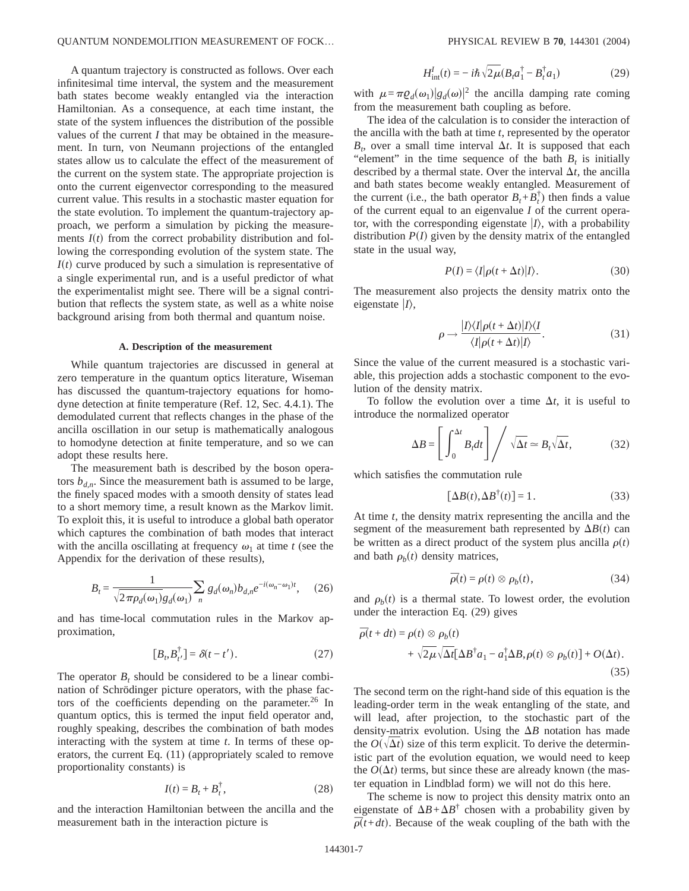A quantum trajectory is constructed as follows. Over each infinitesimal time interval, the system and the measurement bath states become weakly entangled via the interaction Hamiltonian. As a consequence, at each time instant, the state of the system influences the distribution of the possible values of the current $I$ that may be obtained in the measurement. In turn, von Neumann projections of the entangled states allow us to calculate the effect of the measurement of the current on the system state. The appropriate projection is onto the current eigenvector corresponding to the measured current value. This results in a stochastic master equation for the state evolution. To implement the quantum-trajectory approach, we perform a simulation by picking the measurements $I(t)$ from the correct probability distribution and following the corresponding evolution of the system state. The $I(t)$ curve produced by such a simulation is representative of a single experimental run, and is a useful predictor of what the experimentalist might see. There will be a signal contribution that reflects the system state, as well as a white noise background arising from both thermal and quantum noise.

### A. Description of the measurement

While quantum trajectories are discussed in general at zero temperature in the quantum optics literature, Wiseman has discussed the quantum-trajectory equations for homodyne detection at finite temperature (Ref. 12, Sec. 4.4.1). The demodulated current that reflects changes in the phase of the ancilla oscillation in our setup is mathematically analogous to homodyne detection at finite temperature, and so we can adopt these results here.

The measurement bath is described by the boson operators $b_{d,n}$. Since the measurement bath is assumed to be large, the finely spaced modes with a smooth density of states lead to a short memory time, a result known as the Markov limit. To exploit this, it is useful to introduce a global bath operator which captures the combination of bath modes that interact with the ancilla oscillating at frequency $\omega_1$ at time $t$ (see the Appendix for the derivation of these results),

$$B_t = \frac{1}{\sqrt{2\pi\rho_d(\omega_1)}g_d(\omega_1)} \sum_n g_d(\omega_n) b_{d,n} e^{-i(\omega_n-\omega_1)t}, \tag{26}$$

and has time-local commutation rules in the Markov approximation,

$$[B_t, B_{t'}^\dagger] = \delta(t-t'). \tag{27}$$

The operator $B_t$ should be considered to be a linear combination of Schrödinger picture operators, with the phase factors of the coefficients depending on the parameter.[26] In quantum optics, this is termed the input field operator and, roughly speaking, describes the combination of bath modes interacting with the system at time $t$. In terms of these operators, the current Eq. (11) (appropriately scaled to remove proportionality constants) is

$$I(t) = B_t + B_t^\dagger, \tag{28}$$

and the interaction Hamiltonian between the ancilla and the measurement bath in the interaction picture is

$$H_{\text{int}}^I(t) = -i\hbar\sqrt{2\mu}(B_t a_1^\dagger - B_t^\dagger a_1) \tag{29}$$

with $\mu = \pi\varrho_d(\omega_1)|g_d(\omega)|^2$ the ancilla damping rate coming from the measurement bath coupling as before.

The idea of the calculation is to consider the interaction of the ancilla with the bath at time $t$, represented by the operator $B_t$, over a small time interval $\Delta t$. It is supposed that each "element" in the time sequence of the bath $B_t$ is initially described by a thermal state. Over the interval $\Delta t$, the ancilla and bath states become weakly entangled. Measurement of the current (i.e., the bath operator $B_t + B_t^\dagger$) then finds a value of the current equal to an eigenvalue $I$ of the current operator, with the corresponding eigenstate $|I\rangle$, with a probability distribution $P(I)$ given by the density matrix of the entangled state in the usual way,

$$P(I) = \langle I|\rho(t+\Delta t)|I\rangle. \tag{30}$$

The measurement also projects the density matrix onto the eigenstate $|I\rangle$,

$$\rho \to \frac{|I\rangle\langle I|\rho(t+\Delta t)|I\rangle\langle I}{\langle I|\rho(t+\Delta t)|I\rangle}. \tag{31}$$

Since the value of the current measured is a stochastic variable, this projection adds a stochastic component to the evolution of the density matrix.

To follow the evolution over a time $\Delta t$, it is useful to introduce the normalized operator

$$\Delta B = \left[\int_0^{\Delta t} B_t dt\right] \Bigg/ \sqrt{\Delta t} \simeq B_t\sqrt{\Delta t}, \tag{32}$$

which satisfies the commutation rule

$$[\Delta B(t), \Delta B^\dagger(t)] = 1. \tag{33}$$

At time $t$, the density matrix representing the ancilla and the segment of the measurement bath represented by $\Delta B(t)$ can be written as a direct product of the system plus ancilla $\rho(t)$ and bath $\rho_b(t)$ density matrices,

$$\overline{\rho}(t) = \rho(t) \otimes \rho_b(t), \tag{34}$$

and $\rho_b(t)$ is a thermal state. To lowest order, the evolution under the interaction Eq. (29) gives

$$\overline{\rho}(t+dt) = \rho(t) \otimes \rho_b(t) + \sqrt{2\mu}\sqrt{\Delta t}[\Delta B^\dagger a_1 - a_1^\dagger \Delta B, \rho(t) \otimes \rho_b(t)] + O(\Delta t). \tag{35}$$

The second term on the right-hand side of this equation is the leading-order term in the weak entangling of the state, and will lead, after projection, to the stochastic part of the density-matrix evolution. Using the $\Delta B$ notation has made the $O(\sqrt{\Delta t})$ size of this term explicit. To derive the deterministic part of the evolution equation, we would need to keep the $O(\Delta t)$ terms, but since these are already known (the master equation in Lindblad form) we will not do this here.

The scheme is now to project this density matrix onto an eigenstate of $\Delta B + \Delta B^\dagger$ chosen with a probability given by $\overline{\rho}(t+dt)$. Because of the weak coupling of the bath with the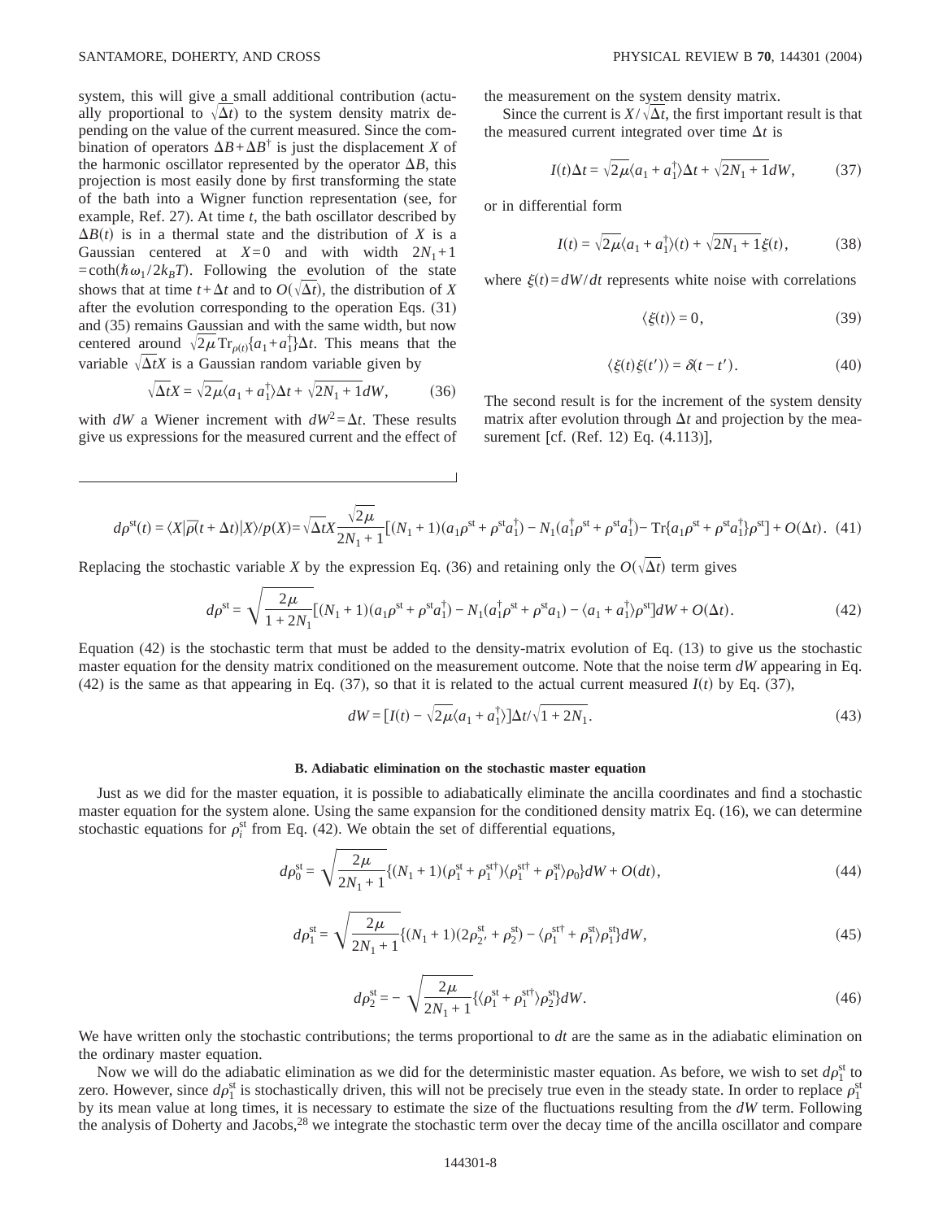system, this will give a small additional contribution (actually proportional to $\sqrt{\Delta t}$) to the system density matrix depending on the value of the current measured. Since the combination of operators $\Delta B+\Delta B^\dagger$ is just the displacement $X$ of the harmonic oscillator represented by the operator $\Delta B$, this projection is most easily done by first transforming the state of the bath into a Wigner function representation (see, for example, Ref. 27). At time $t$, the bath oscillator described by $\Delta B(t)$ is in a thermal state and the distribution of $X$ is a Gaussian centered at $X=0$ and with width $2N_1+1 = \coth(\hbar\omega_1/2k_BT)$. Following the evolution of the state shows that at time $t+\Delta t$ and to $O(\sqrt{\Delta t})$, the distribution of $X$ after the evolution corresponding to the operation Eqs. (31) and (35) remains Gaussian and with the same width, but now centered around $\sqrt{2\mu}\,\mathrm{Tr}_{\rho(t)}\{a_1+a_1^\dagger\}\Delta t$. This means that the variable $\sqrt{\Delta t}X$ is a Gaussian random variable given by

$$\sqrt{\Delta t}X = \sqrt{2\mu}\langle a_1+a_1^\dagger\rangle\Delta t + \sqrt{2N_1+1}\,dW, \tag{36}$$

with $dW$ a Wiener increment with $dW^2=\Delta t$. These results give us expressions for the measured current and the effect of the measurement on the system density matrix.

Since the current is $X/\sqrt{\Delta t}$, the first important result is that the measured current integrated over time $\Delta t$ is

$$I(t)\Delta t = \sqrt{2\mu}\langle a_1+a_1^\dagger\rangle\Delta t + \sqrt{2N_1+1}\,dW, \tag{37}$$

or in differential form

$$I(t) = \sqrt{2\mu}\langle a_1+a_1^\dagger\rangle(t) + \sqrt{2N_1+1}\,\xi(t), \tag{38}$$

where $\xi(t)=dW/dt$ represents white noise with correlations

$$\langle\xi(t)\rangle = 0, \tag{39}$$

$$\langle\xi(t)\xi(t')\rangle = \delta(t-t'). \tag{40}$$

The second result is for the increment of the system density matrix after evolution through $\Delta t$ and projection by the measurement [cf. (Ref. 12) Eq. (4.113)],

$$d\rho^{\mathrm{st}}(t) = \langle X|\overline{\rho}(t+\Delta t)|X\rangle/p(X) = \sqrt{\Delta t}X\frac{\sqrt{2\mu}}{2N_1+1}[(N_1+1)(a_1\rho^{\mathrm{st}}+\rho^{\mathrm{st}}a_1^\dagger) - N_1(a_1^\dagger\rho^{\mathrm{st}}+\rho^{\mathrm{st}}a_1^\dagger) - \mathrm{Tr}\{a_1\rho^{\mathrm{st}}+\rho^{\mathrm{st}}a_1^\dagger\}\rho^{\mathrm{st}}] + O(\Delta t). \tag{41}$$

Replacing the stochastic variable $X$ by the expression Eq. (36) and retaining only the $O(\sqrt{\Delta t})$ term gives

$$d\rho^{\mathrm{st}} = \sqrt{\frac{2\mu}{1+2N_1}}[(N_1+1)(a_1\rho^{\mathrm{st}}+\rho^{\mathrm{st}}a_1^\dagger) - N_1(a_1^\dagger\rho^{\mathrm{st}}+\rho^{\mathrm{st}}a_1) - \langle a_1+a_1^\dagger\rangle\rho^{\mathrm{st}}]dW + O(\Delta t). \tag{42}$$

Equation (42) is the stochastic term that must be added to the density-matrix evolution of Eq. (13) to give us the stochastic master equation for the density matrix conditioned on the measurement outcome. Note that the noise term $dW$ appearing in Eq. (42) is the same as that appearing in Eq. (37), so that it is related to the actual current measured $I(t)$ by Eq. (37),

$$dW = [I(t) - \sqrt{2\mu}\langle a_1+a_1^\dagger\rangle]\Delta t/\sqrt{1+2N_1}. \tag{43}$$

### B. Adiabatic elimination on the stochastic master equation

Just as we did for the master equation, it is possible to adiabatically eliminate the ancilla coordinates and find a stochastic master equation for the system alone. Using the same expansion for the conditioned density matrix Eq. (16), we can determine stochastic equations for $\rho_i^{\mathrm{st}}$ from Eq. (42). We obtain the set of differential equations,

$$d\rho_0^{\mathrm{st}} = \sqrt{\frac{2\mu}{2N_1+1}}\{(N_1+1)(\rho_1^{\mathrm{st}}+\rho_1^{\mathrm{st}\dagger})\langle\rho_1^{\mathrm{st}\dagger}+\rho_1^{\mathrm{st}}\rangle\rho_0\}dW + O(dt), \tag{44}$$

$$d\rho_1^{\mathrm{st}} = \sqrt{\frac{2\mu}{2N_1+1}}\{(N_1+1)(2\rho_{2'}^{\mathrm{st}}+\rho_2^{\mathrm{st}}) - \langle\rho_1^{\mathrm{st}\dagger}+\rho_1^{\mathrm{st}}\rangle\rho_1^{\mathrm{st}}\}dW, \tag{45}$$

$$d\rho_2^{\mathrm{st}} = -\sqrt{\frac{2\mu}{2N_1+1}}\{\langle\rho_1^{\mathrm{st}}+\rho_1^{\mathrm{st}\dagger}\rangle\rho_2^{\mathrm{st}}\}dW. \tag{46}$$

We have written only the stochastic contributions; the terms proportional to $dt$ are the same as in the adiabatic elimination on the ordinary master equation.

Now we will do the adiabatic elimination as we did for the deterministic master equation. As before, we wish to set $d\rho_1^{\mathrm{st}}$ to zero. However, since $d\rho_1^{\mathrm{st}}$ is stochastically driven, this will not be precisely true even in the steady state. In order to replace $\rho_1^{\mathrm{st}}$ by its mean value at long times, it is necessary to estimate the size of the fluctuations resulting from the $dW$ term. Following the analysis of Doherty and Jacobs,[28] we integrate the stochastic term over the decay time of the ancilla oscillator and compare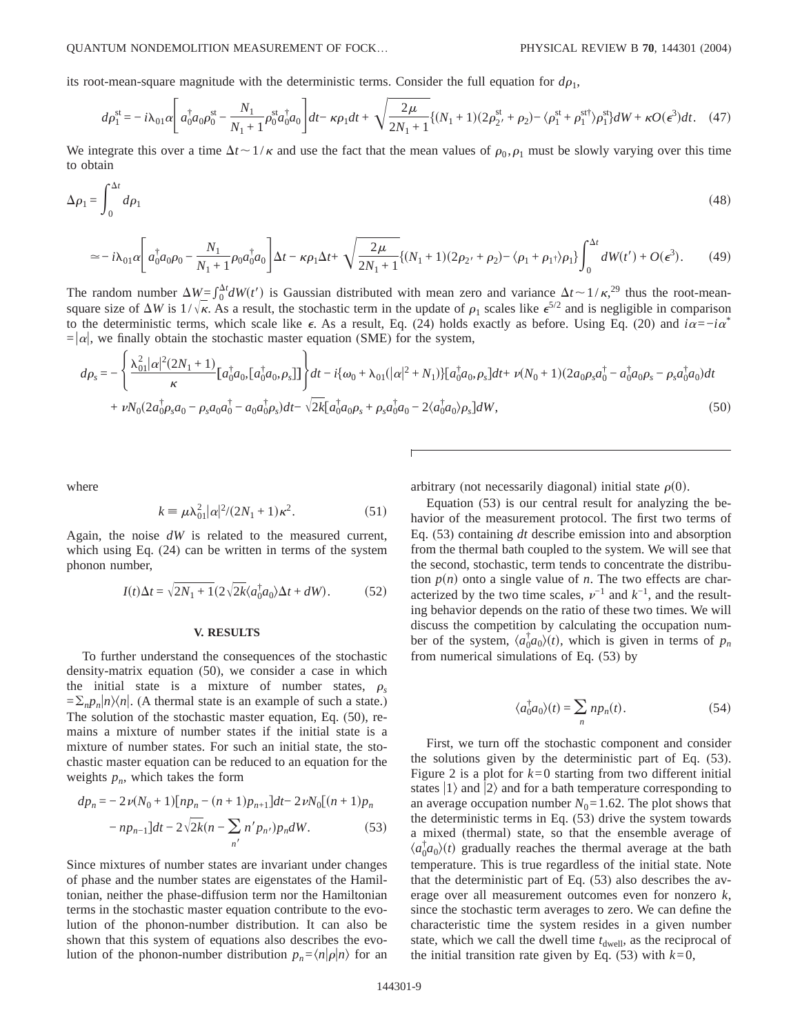its root-mean-square magnitude with the deterministic terms. Consider the full equation for $d\rho_1$,

$$d\rho_1^{\rm st} = -i\lambda_{01}\alpha\left[a_0^\dagger a_0\rho_0^{\rm st} - \frac{N_1}{N_1+1}\rho_0^{\rm st}a_0^\dagger a_0\right]dt - \kappa\rho_1 dt + \sqrt{\frac{2\mu}{2N_1+1}}\{(N_1+1)(2\rho_{2'}^{\rm st}+\rho_2) - \langle\rho_1^{\rm st}+\rho_1^{\rm st\dagger}\rangle\rho_1^{\rm st}\}dW + \kappa O(\epsilon^3)dt. \quad (47)$$

We integrate this over a time $\Delta t \sim 1/\kappa$ and use the fact that the mean values of $\rho_0, \rho_1$ must be slowly varying over this time to obtain

$$\Delta\rho_1 = \int_0^{\Delta t} d\rho_1 \quad (48)$$

$$\simeq -i\lambda_{01}\alpha\left[a_0^\dagger a_0\rho_0 - \frac{N_1}{N_1+1}\rho_0 a_0^\dagger a_0\right]\Delta t - \kappa\rho_1\Delta t + \sqrt{\frac{2\mu}{2N_1+1}}\{(N_1+1)(2\rho_{2'}+\rho_2) - \langle\rho_1+\rho_{1^\dagger}\rangle\rho_1\}\int_0^{\Delta t} dW(t') + O(\epsilon^3). \quad (49)$$

The random number $\Delta W = \int_0^{\Delta t} dW(t')$ is Gaussian distributed with mean zero and variance $\Delta t \sim 1/\kappa$,[29] thus the root-mean-square size of $\Delta W$ is $1/\sqrt{\kappa}$. As a result, the stochastic term in the update of $\rho_1$ scales like $\epsilon^{5/2}$ and is negligible in comparison to the deterministic terms, which scale like $\epsilon$. As a result, Eq. (24) holds exactly as before. Using Eq. (20) and $i\alpha = -i\alpha^* = |\alpha|$, we finally obtain the stochastic master equation (SME) for the system,

$$d\rho_s = -\left\{\frac{\lambda_{01}^2|\alpha|^2(2N_1+1)}{\kappa}[a_0^\dagger a_0,[a_0^\dagger a_0,\rho_s]]\right\}dt - i\{\omega_0 + \lambda_{01}(|\alpha|^2+N_1)\}[a_0^\dagger a_0,\rho_s]dt + \nu(N_0+1)(2a_0\rho_s a_0^\dagger - a_0^\dagger a_0\rho_s - \rho_s a_0^\dagger a_0)dt$$
$$+ \nu N_0(2a_0^\dagger\rho_s a_0 - \rho_s a_0 a_0^\dagger - a_0 a_0^\dagger\rho_s)dt - \sqrt{2k}[a_0^\dagger a_0\rho_s + \rho_s a_0^\dagger a_0 - 2\langle a_0^\dagger a_0\rangle\rho_s]dW, \quad (50)$$

where

$$k \equiv \mu\lambda_{01}^2|\alpha|^2/(2N_1+1)\kappa^2. \quad (51)$$

Again, the noise $dW$ is related to the measured current, which using Eq. (24) can be written in terms of the system phonon number,

$$I(t)\Delta t = \sqrt{2N_1+1}(2\sqrt{2k}\langle a_0^\dagger a_0\rangle\Delta t + dW). \quad (52)$$

## V. RESULTS

To further understand the consequences of the stochastic density-matrix equation (50), we consider a case in which the initial state is a mixture of number states, $\rho_s = \sum_n p_n|n\rangle\langle n|$. (A thermal state is an example of such a state.) The solution of the stochastic master equation, Eq. (50), remains a mixture of number states if the initial state is a mixture of number states. For such an initial state, the stochastic master equation can be reduced to an equation for the weights $p_n$, which takes the form

$$dp_n = -2\nu(N_0+1)[np_n - (n+1)p_{n+1}]dt - 2\nu N_0[(n+1)p_n - np_{n-1}]dt - 2\sqrt{2k}(n - \sum_{n'} n'p_{n'})p_n dW. \quad (53)$$

Since mixtures of number states are invariant under changes of phase and the number states are eigenstates of the Hamiltonian, neither the phase-diffusion term nor the Hamiltonian terms in the stochastic master equation contribute to the evolution of the phonon-number distribution. It can also be shown that this system of equations also describes the evolution of the phonon-number distribution $p_n = \langle n|\rho|n\rangle$ for an arbitrary (not necessarily diagonal) initial state $\rho(0)$.

Equation (53) is our central result for analyzing the behavior of the measurement protocol. The first two terms of Eq. (53) containing $dt$ describe emission into and absorption from the thermal bath coupled to the system. We will see that the second, stochastic, term tends to concentrate the distribution $p(n)$ onto a single value of $n$. The two effects are characterized by the two time scales, $\nu^{-1}$ and $k^{-1}$, and the resulting behavior depends on the ratio of these two times. We will discuss the competition by calculating the occupation number of the system, $\langle a_0^\dagger a_0\rangle(t)$, which is given in terms of $p_n$ from numerical simulations of Eq. (53) by

$$\langle a_0^\dagger a_0\rangle(t) = \sum_n np_n(t). \quad (54)$$

First, we turn off the stochastic component and consider the solutions given by the deterministic part of Eq. (53). Figure 2 is a plot for $k=0$ starting from two different initial states $|1\rangle$ and $|2\rangle$ and for a bath temperature corresponding to an average occupation number $N_0 = 1.62$. The plot shows that the deterministic terms in Eq. (53) drive the system towards a mixed (thermal) state, so that the ensemble average of $\langle a_0^\dagger a_0\rangle(t)$ gradually reaches the thermal average at the bath temperature. This is true regardless of the initial state. Note that the deterministic part of Eq. (53) also describes the average over all measurement outcomes even for nonzero $k$, since the stochastic term averages to zero. We can define the characteristic time the system resides in a given number state, which we call the dwell time $t_{\rm dwell}$, as the reciprocal of the initial transition rate given by Eq. (53) with $k=0$,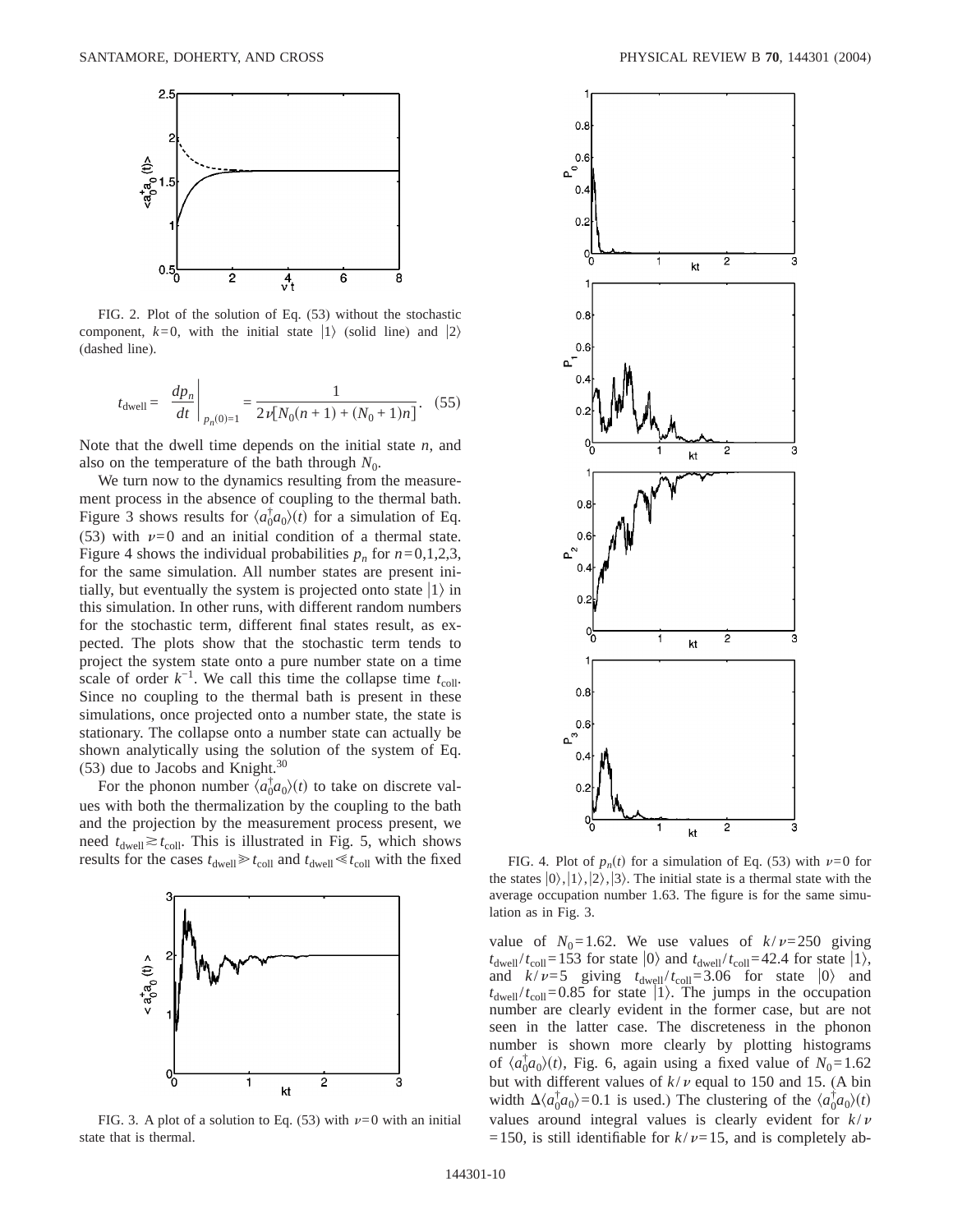2.5
2
1.5
1
0.5
0 2 4 6 8
$\langle a_0^\dagger a_0 (t)\rangle$
$\nu t$

FIG. 2. Plot of the solution of Eq. (53) without the stochastic component, $k=0$, with the initial state $|1\rangle$ (solid line) and $|2\rangle$ (dashed line).

$$t_{\mathrm{dwell}} = \left.\frac{dp_n}{dt}\right|_{p_n(0)=1} = \frac{1}{2\nu[N_0(n+1)+(N_0+1)n]}. \quad (55)$$

Note that the dwell time depends on the initial state $n$, and also on the temperature of the bath through $N_0$.

We turn now to the dynamics resulting from the measurement process in the absence of coupling to the thermal bath. Figure 3 shows results for $\langle a_0^\dagger a_0\rangle(t)$ for a simulation of Eq. (53) with $\nu=0$ and an initial condition of a thermal state. Figure 4 shows the individual probabilities $p_n$ for $n=0,1,2,3$, for the same simulation. All number states are present initially, but eventually the system is projected onto state $|1\rangle$ in this simulation. In other runs, with different random numbers for the stochastic term, different final states result, as expected. The plots show that the stochastic term tends to project the system state onto a pure number state on a time scale of order $k^{-1}$. We call this time the collapse time $t_{\mathrm{coll}}$. Since no coupling to the thermal bath is present in these simulations, once projected onto a number state, the state is stationary. The collapse onto a number state can actually be shown analytically using the solution of the system of Eq. (53) due to Jacobs and Knight.[30]

For the phonon number $\langle a_0^\dagger a_0\rangle(t)$ to take on discrete values with both the thermalization by the coupling to the bath and the projection by the measurement process present, we need $t_{\mathrm{dwell}} \gtrsim t_{\mathrm{coll}}$. This is illustrated in Fig. 5, which shows results for the cases $t_{\mathrm{dwell}} \gg t_{\mathrm{coll}}$ and $t_{\mathrm{dwell}} \ll t_{\mathrm{coll}}$ with the fixed value of $N_0=1.62$. We use values of $k/\nu=250$ giving $t_{\mathrm{dwell}}/t_{\mathrm{coll}}=153$ for state $|0\rangle$ and $t_{\mathrm{dwell}}/t_{\mathrm{coll}}=42.4$ for state $|1\rangle$, and $k/\nu=5$ giving $t_{\mathrm{dwell}}/t_{\mathrm{coll}}=3.06$ for state $|0\rangle$ and $t_{\mathrm{dwell}}/t_{\mathrm{coll}}=0.85$ for state $|1\rangle$. The jumps in the occupation number are clearly evident in the former case, but are not seen in the latter case. The discreteness in the phonon number is shown more clearly by plotting histograms of $\langle a_0^\dagger a_0\rangle(t)$, Fig. 6, again using a fixed value of $N_0=1.62$ but with different values of $k/\nu$ equal to 150 and 15. (A bin width $\Delta\langle a_0^\dagger a_0\rangle=0.1$ is used.) The clustering of the $\langle a_0^\dagger a_0\rangle(t)$ values around integral values is clearly evident for $k/\nu=150$, is still identifiable for $k/\nu=15$, and is completely ab-

3
2
1
0
0 1 2 3
$\langle a_0^\dagger a_0 (t)\rangle$
kt

FIG. 3. A plot of a solution to Eq. (53) with $\nu=0$ with an initial state that is thermal.

1
0.8
0.6
0.4
0.2
0
0 1 2 3
$P_0$
kt

1
0.8
0.6
0.4
0.2
0
0 1 2 3
$P_1$
kt

1
0.8
0.6
0.4
0.2
0
0 1 2 3
$P_2$
kt

1
0.8
0.6
0.4
0.2
0
0 1 2 3
$P_3$
kt

FIG. 4. Plot of $p_n(t)$ for a simulation of Eq. (53) with $\nu=0$ for the states $|0\rangle,|1\rangle,|2\rangle,|3\rangle$. The initial state is a thermal state with the average occupation number 1.63. The figure is for the same simulation as in Fig. 3.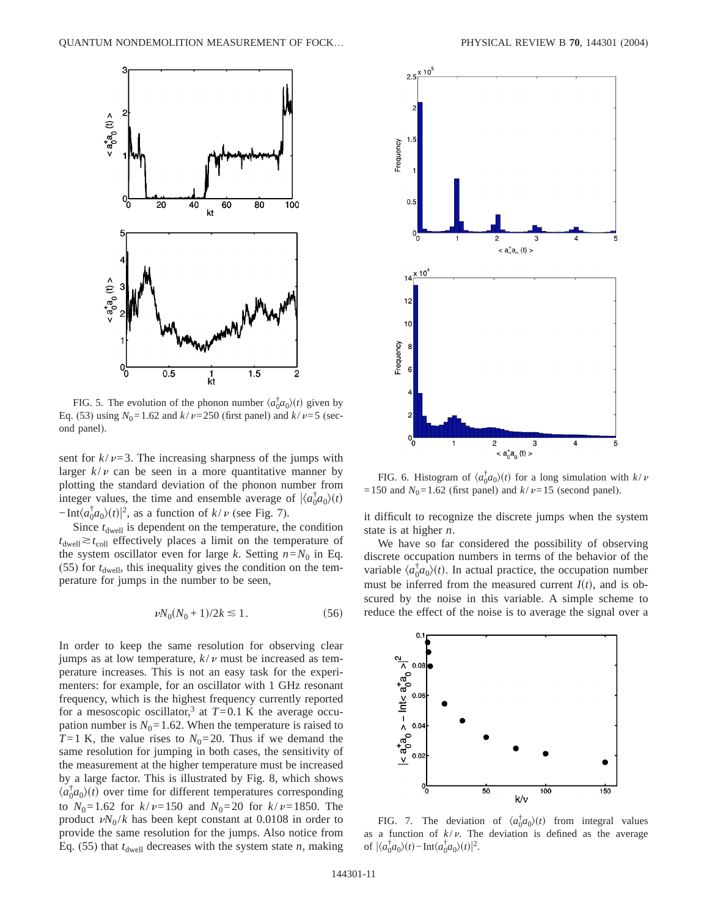< a$_0^+$a$_0$ (t) >

kt

0 20 40 60 80 100

0 1 2 3

< a$_0^+$a$_0$ (t) >

kt

0 0.5 1 1.5 2

0 1 2 3 4 5

FIG. 5. The evolution of the phonon number $\langle a_0^\dagger a_0 \rangle(t)$ given by Eq. (53) using $N_0=1.62$ and $k/\nu=250$ (first panel) and $k/\nu=5$ (second panel).

sent for $k/\nu=3$. The increasing sharpness of the jumps with larger $k/\nu$ can be seen in a more quantitative manner by plotting the standard deviation of the phonon number from integer values, the time and ensemble average of $|\langle a_0^\dagger a_0 \rangle(t) - \mathrm{Int}\langle a_0^\dagger a_0 \rangle(t)|^2$, as a function of $k/\nu$ (see Fig. 7).

Since $t_{\mathrm{dwell}}$ is dependent on the temperature, the condition $t_{\mathrm{dwell}} \gtrsim t_{\mathrm{coll}}$ effectively places a limit on the temperature of the system oscillator even for large $k$. Setting $n=N_0$ in Eq. (55) for $t_{\mathrm{dwell}}$, this inequality gives the condition on the temperature for jumps in the number to be seen,

$$\nu N_0(N_0+1)/2k \lesssim 1. \tag{56}$$

In order to keep the same resolution for observing clear jumps as at low temperature, $k/\nu$ must be increased as temperature increases. This is not an easy task for the experimenters: for example, for an oscillator with 1 GHz resonant frequency, which is the highest frequency currently reported for a mesoscopic oscillator,[3] at $T=0.1$ K the average occupation number is $N_0=1.62$. When the temperature is raised to $T=1$ K, the value rises to $N_0=20$. Thus if we demand the same resolution for jumping in both cases, the sensitivity of the measurement at the higher temperature must be increased by a large factor. This is illustrated by Fig. 8, which shows $\langle a_0^\dagger a_0 \rangle(t)$ over time for different temperatures corresponding to $N_0=1.62$ for $k/\nu=150$ and $N_0=20$ for $k/\nu=1850$. The product $\nu N_0/k$ has been kept constant at 0.0108 in order to provide the same resolution for the jumps. Also notice from Eq. (55) that $t_{\mathrm{dwell}}$ decreases with the system state $n$, making it difficult to recognize the discrete jumps when the system state is at higher $n$.

x 10$^5$

Frequency

< a$_0^+$a$_0$ (t) >

0 0.5 1 1.5 2 2.5

0 1 2 3 4 5

x 10$^4$

Frequency

< a$_0^+$a$_0$ (t) >

0 2 4 6 8 10 12 14

0 1 2 3 4 5

FIG. 6. Histogram of $\langle a_0^\dagger a_0 \rangle(t)$ for a long simulation with $k/\nu=150$ and $N_0=1.62$ (first panel) and $k/\nu=15$ (second panel).

We have so far considered the possibility of observing discrete occupation numbers in terms of the behavior of the variable $\langle a_0^\dagger a_0 \rangle(t)$. In actual practice, the occupation number must be inferred from the measured current $I(t)$, and is obscured by the noise in this variable. A simple scheme to reduce the effect of the noise is to average the signal over a

|< a$_0^+$a$_0$ > − Int< a$_0^+$a$_0$ >|$^2$

k/v

0 0.02 0.04 0.06 0.08 0.1

0 50 100 150

FIG. 7. The deviation of $\langle a_0^\dagger a_0 \rangle(t)$ from integral values as a function of $k/\nu$. The deviation is defined as the average of $|\langle a_0^\dagger a_0 \rangle(t) - \mathrm{Int}\langle a_0^\dagger a_0 \rangle(t)|^2$.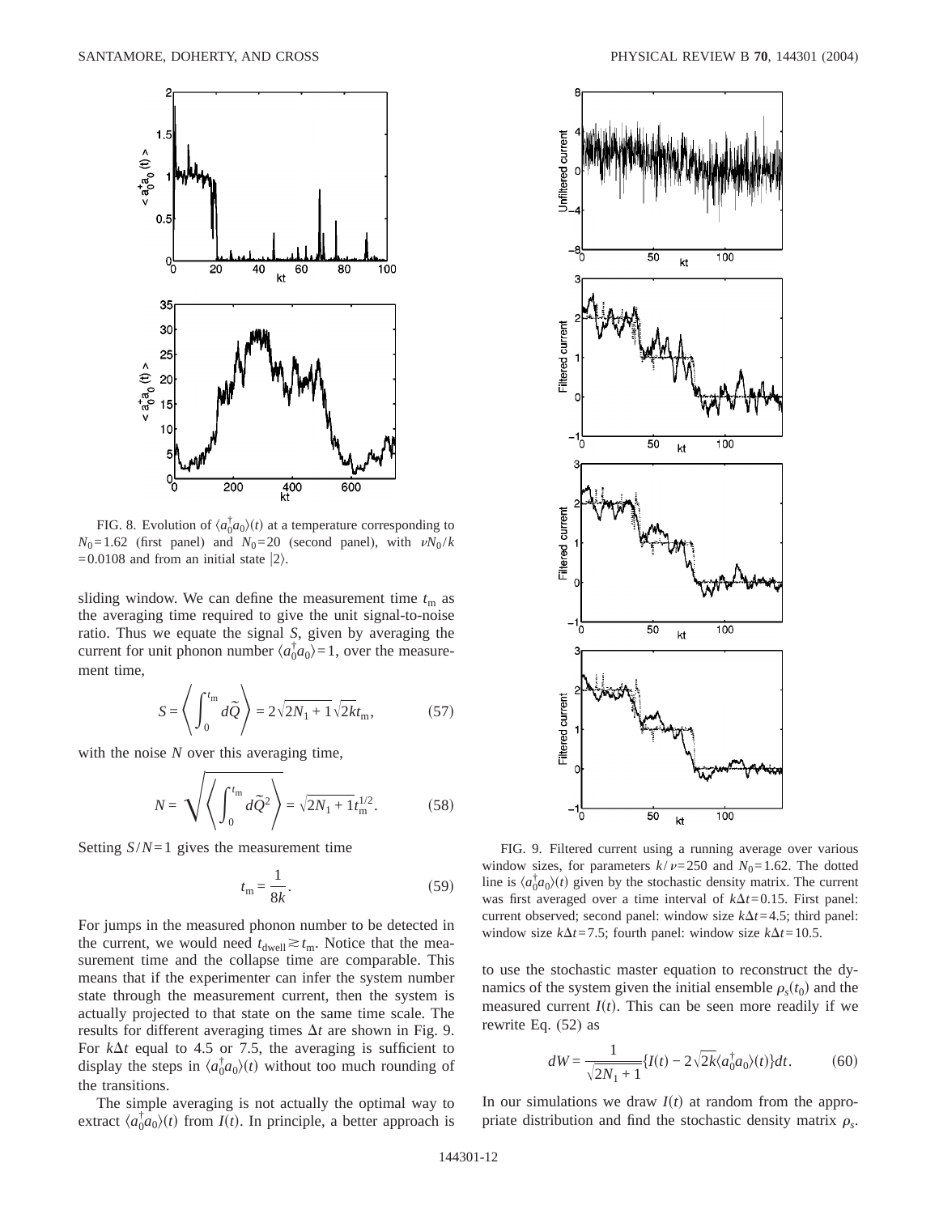$\langle a_0^\dagger a_0 (t) \rangle$

kt

FIG. 8. Evolution of $\langle a_0^\dagger a_0 \rangle(t)$ at a temperature corresponding to $N_0 = 1.62$ (first panel) and $N_0 = 20$ (second panel), with $\nu N_0/k = 0.0108$ and from an initial state $|2\rangle$.

sliding window. We can define the measurement time $t_m$ as the averaging time required to give the unit signal-to-noise ratio. Thus we equate the signal $S$, given by averaging the current for unit phonon number $\langle a_0^\dagger a_0 \rangle = 1$, over the measurement time,

$$S = \left\langle \int_0^{t_m} d\tilde{Q} \right\rangle = 2\sqrt{2N_1 + 1}\sqrt{2k}t_m, \tag{57}$$

with the noise $N$ over this averaging time,

$$N = \sqrt{\left\langle \int_0^{t_m} d\tilde{Q}^2 \right\rangle} = \sqrt{2N_1 + 1}t_m^{1/2}. \tag{58}$$

Setting $S/N = 1$ gives the measurement time

$$t_m = \frac{1}{8k}. \tag{59}$$

For jumps in the measured phonon number to be detected in the current, we would need $t_{\text{dwell}} \gtrsim t_m$. Notice that the measurement time and the collapse time are comparable. This means that if the experimenter can infer the system number state through the measurement current, then the system is actually projected to that state on the same time scale. The results for different averaging times $\Delta t$ are shown in Fig. 9. For $k\Delta t$ equal to 4.5 or 7.5, the averaging is sufficient to display the steps in $\langle a_0^\dagger a_0 \rangle(t)$ without too much rounding of the transitions.

The simple averaging is not actually the optimal way to extract $\langle a_0^\dagger a_0 \rangle(t)$ from $I(t)$. In principle, a better approach is

Unfiltered current

Filtered current

kt

FIG. 9. Filtered current using a running average over various window sizes, for parameters $k/\nu = 250$ and $N_0 = 1.62$. The dotted line is $\langle a_0^\dagger a_0 \rangle(t)$ given by the stochastic density matrix. The current was first averaged over a time interval of $k\Delta t = 0.15$. First panel: current observed; second panel: window size $k\Delta t = 4.5$; third panel: window size $k\Delta t = 7.5$; fourth panel: window size $k\Delta t = 10.5$.

to use the stochastic master equation to reconstruct the dynamics of the system given the initial ensemble $\rho_s(t_0)$ and the measured current $I(t)$. This can be seen more readily if we rewrite Eq. (52) as

$$dW = \frac{1}{\sqrt{2N_1 + 1}}\{I(t) - 2\sqrt{2k}\langle a_0^\dagger a_0 \rangle(t)\}dt. \tag{60}$$

In our simulations we draw $I(t)$ at random from the appropriate distribution and find the stochastic density matrix $\rho_s$.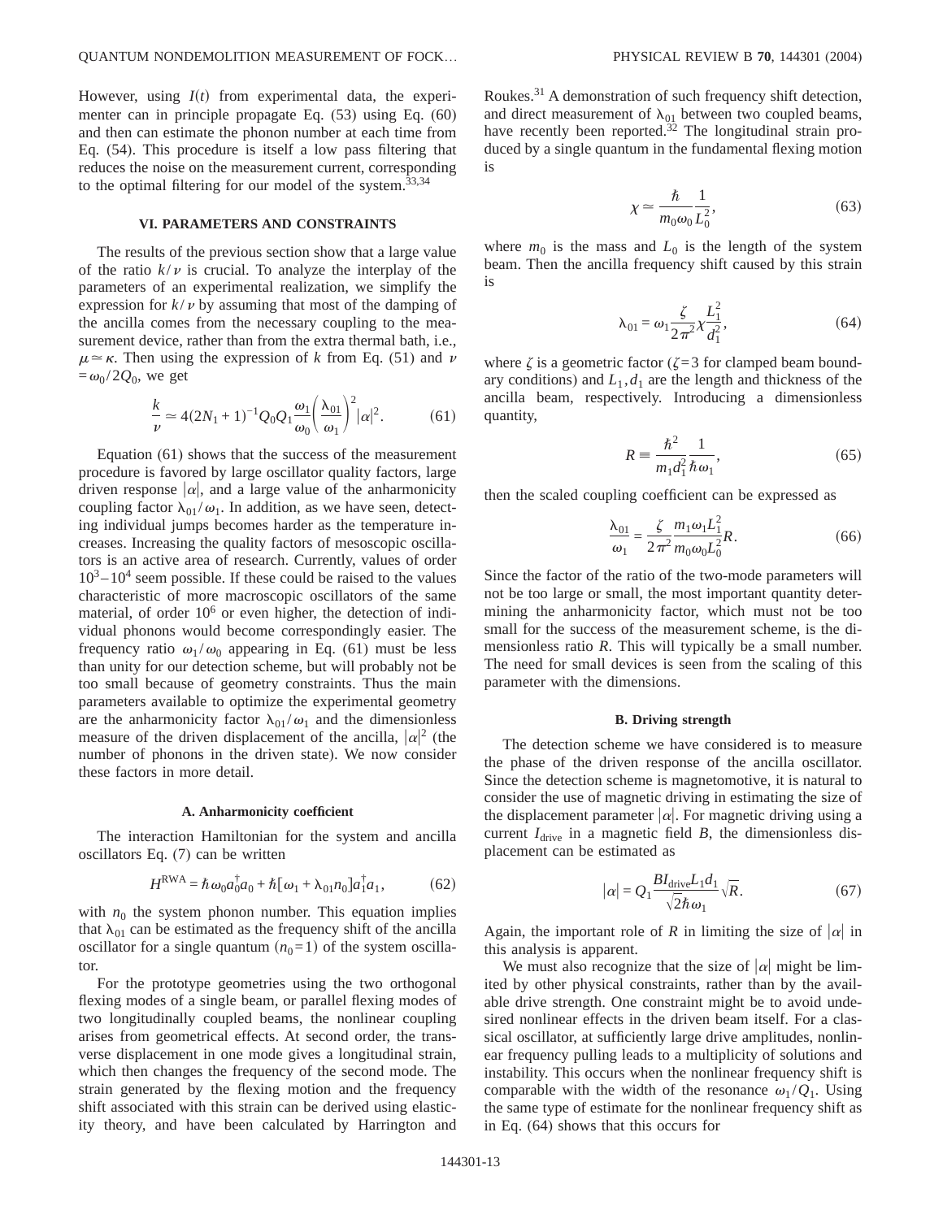However, using $I(t)$ from experimental data, the experimenter can in principle propagate Eq. (53) using Eq. (60) and then can estimate the phonon number at each time from Eq. (54). This procedure is itself a low pass filtering that reduces the noise on the measurement current, corresponding to the optimal filtering for our model of the system.[33,34]

## VI. PARAMETERS AND CONSTRAINTS

The results of the previous section show that a large value of the ratio $k/\nu$ is crucial. To analyze the interplay of the parameters of an experimental realization, we simplify the expression for $k/\nu$ by assuming that most of the damping of the ancilla comes from the necessary coupling to the measurement device, rather than from the extra thermal bath, i.e., $\mu \simeq \kappa$. Then using the expression of $k$ from Eq. (51) and $\nu = \omega_0/2Q_0$, we get

$$\frac{k}{\nu} \simeq 4(2N_1+1)^{-1} Q_0 Q_1 \frac{\omega_1}{\omega_0}\left(\frac{\lambda_{01}}{\omega_1}\right)^2 |\alpha|^2. \tag{61}$$

Equation (61) shows that the success of the measurement procedure is favored by large oscillator quality factors, large driven response $|\alpha|$, and a large value of the anharmonicity coupling factor $\lambda_{01}/\omega_1$. In addition, as we have seen, detecting individual jumps becomes harder as the temperature increases. Increasing the quality factors of mesoscopic oscillators is an active area of research. Currently, values of order $10^3$–$10^4$ seem possible. If these could be raised to the values characteristic of more macroscopic oscillators of the same material, of order $10^6$ or even higher, the detection of individual phonons would become correspondingly easier. The frequency ratio $\omega_1/\omega_0$ appearing in Eq. (61) must be less than unity for our detection scheme, but will probably not be too small because of geometry constraints. Thus the main parameters available to optimize the experimental geometry are the anharmonicity factor $\lambda_{01}/\omega_1$ and the dimensionless measure of the driven displacement of the ancilla, $|\alpha|^2$ (the number of phonons in the driven state). We now consider these factors in more detail.

### A. Anharmonicity coefficient

The interaction Hamiltonian for the system and ancilla oscillators Eq. (7) can be written

$$H^{\mathrm{RWA}} = \hbar\omega_0 a_0^\dagger a_0 + \hbar[\omega_1 + \lambda_{01} n_0] a_1^\dagger a_1, \tag{62}$$

with $n_0$ the system phonon number. This equation implies that $\lambda_{01}$ can be estimated as the frequency shift of the ancilla oscillator for a single quantum ($n_0=1$) of the system oscillator.

For the prototype geometries using the two orthogonal flexing modes of a single beam, or parallel flexing modes of two longitudinally coupled beams, the nonlinear coupling arises from geometrical effects. At second order, the transverse displacement in one mode gives a longitudinal strain, which then changes the frequency of the second mode. The strain generated by the flexing motion and the frequency shift associated with this strain can be derived using elasticity theory, and have been calculated by Harrington and Roukes.[31] A demonstration of such frequency shift detection, and direct measurement of $\lambda_{01}$ between two coupled beams, have recently been reported.[32] The longitudinal strain produced by a single quantum in the fundamental flexing motion is

$$\chi \simeq \frac{\hbar}{m_0\omega_0}\frac{1}{L_0^2}, \tag{63}$$

where $m_0$ is the mass and $L_0$ is the length of the system beam. Then the ancilla frequency shift caused by this strain is

$$\lambda_{01} = \omega_1 \frac{\zeta}{2\pi^2}\chi\frac{L_1^2}{d_1^2}, \tag{64}$$

where $\zeta$ is a geometric factor ($\zeta=3$ for clamped beam boundary conditions) and $L_1, d_1$ are the length and thickness of the ancilla beam, respectively. Introducing a dimensionless quantity,

$$R \equiv \frac{\hbar^2}{m_1 d_1^2}\frac{1}{\hbar\omega_1}, \tag{65}$$

then the scaled coupling coefficient can be expressed as

$$\frac{\lambda_{01}}{\omega_1} = \frac{\zeta}{2\pi^2}\frac{m_1\omega_1 L_1^2}{m_0\omega_0 L_0^2}R. \tag{66}$$

Since the factor of the ratio of the two-mode parameters will not be too large or small, the most important quantity determining the anharmonicity factor, which must not be too small for the success of the measurement scheme, is the dimensionless ratio $R$. This will typically be a small number. The need for small devices is seen from the scaling of this parameter with the dimensions.

### B. Driving strength

The detection scheme we have considered is to measure the phase of the driven response of the ancilla oscillator. Since the detection scheme is magnetomotive, it is natural to consider the use of magnetic driving in estimating the size of the displacement parameter $|\alpha|$. For magnetic driving using a current $I_{\mathrm{drive}}$ in a magnetic field $B$, the dimensionless displacement can be estimated as

$$|\alpha| = Q_1 \frac{B I_{\mathrm{drive}} L_1 d_1}{\sqrt{2}\hbar\omega_1}\sqrt{R}. \tag{67}$$

Again, the important role of $R$ in limiting the size of $|\alpha|$ in this analysis is apparent.

We must also recognize that the size of $|\alpha|$ might be limited by other physical constraints, rather than by the available drive strength. One constraint might be to avoid undesired nonlinear effects in the driven beam itself. For a classical oscillator, at sufficiently large drive amplitudes, nonlinear frequency pulling leads to a multiplicity of solutions and instability. This occurs when the nonlinear frequency shift is comparable with the width of the resonance $\omega_1/Q_1$. Using the same type of estimate for the nonlinear frequency shift as in Eq. (64) shows that this occurs for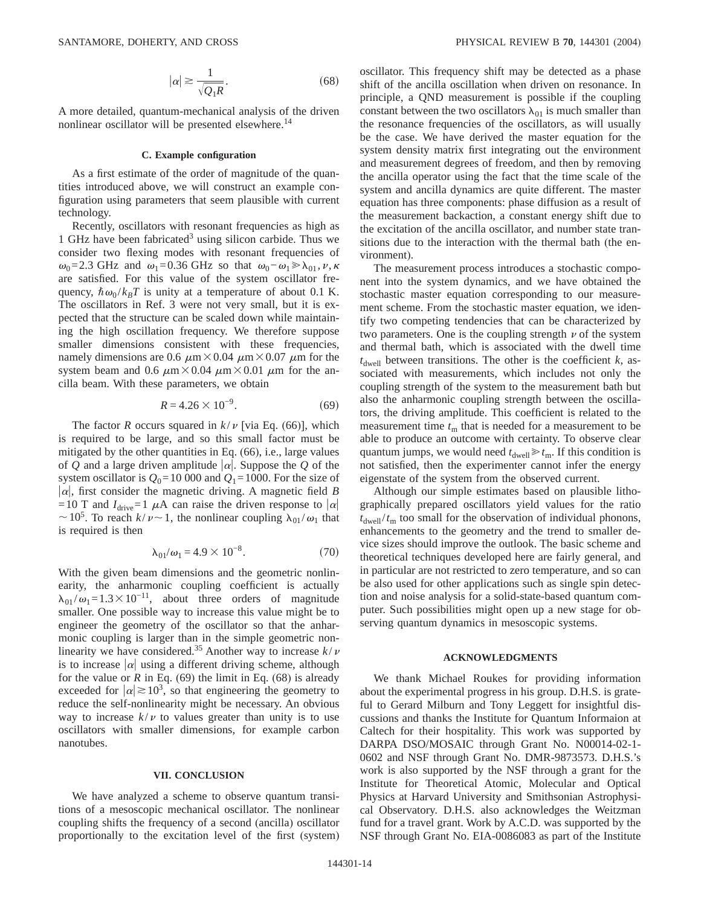$$|\alpha| \gtrsim \frac{1}{\sqrt{Q_1 R}}. \tag{68}$$

A more detailed, quantum-mechanical analysis of the driven nonlinear oscillator will be presented elsewhere.[14]

### C. Example configuration

As a first estimate of the order of magnitude of the quantities introduced above, we will construct an example configuration using parameters that seem plausible with current technology.

Recently, oscillators with resonant frequencies as high as 1 GHz have been fabricated[3] using silicon carbide. Thus we consider two flexing modes with resonant frequencies of $\omega_0 = 2.3$ GHz and $\omega_1 = 0.36$ GHz so that $\omega_0 - \omega_1 \gg \lambda_{01}, \nu, \kappa$ are satisfied. For this value of the system oscillator frequency, $\hbar\omega_0/k_B T$ is unity at a temperature of about 0.1 K. The oscillators in Ref. 3 were not very small, but it is expected that the structure can be scaled down while maintaining the high oscillation frequency. We therefore suppose smaller dimensions consistent with these frequencies, namely dimensions are 0.6 $\mu$m$\times$0.04 $\mu$m$\times$0.07 $\mu$m for the system beam and 0.6 $\mu$m$\times$0.04 $\mu$m$\times$0.01 $\mu$m for the ancilla beam. With these parameters, we obtain

$$R = 4.26 \times 10^{-9}. \tag{69}$$

The factor $R$ occurs squared in $k/\nu$ [via Eq. (66)], which is required to be large, and so this small factor must be mitigated by the other quantities in Eq. (66), i.e., large values of $Q$ and a large driven amplitude $|\alpha|$. Suppose the $Q$ of the system oscillator is $Q_0 = 10\,000$ and $Q_1 = 1000$. For the size of $|\alpha|$, first consider the magnetic driving. A magnetic field $B = 10$ T and $I_{\text{drive}} = 1$ $\mu$A can raise the driven response to $|\alpha| \sim 10^5$. To reach $k/\nu \sim 1$, the nonlinear coupling $\lambda_{01}/\omega_1$ that is required is then

$$\lambda_{01}/\omega_1 = 4.9 \times 10^{-8}. \tag{70}$$

With the given beam dimensions and the geometric nonlinearity, the anharmonic coupling coefficient is actually $\lambda_{01}/\omega_1 = 1.3 \times 10^{-11}$, about three orders of magnitude smaller. One possible way to increase this value might be to engineer the geometry of the oscillator so that the anharmonic coupling is larger than in the simple geometric nonlinearity we have considered.[35] Another way to increase $k/\nu$ is to increase $|\alpha|$ using a different driving scheme, although for the value or $R$ in Eq. (69) the limit in Eq. (68) is already exceeded for $|\alpha| \gtrsim 10^3$, so that engineering the geometry to reduce the self-nonlinearity might be necessary. An obvious way to increase $k/\nu$ to values greater than unity is to use oscillators with smaller dimensions, for example carbon nanotubes.

## VII. CONCLUSION

We have analyzed a scheme to observe quantum transitions of a mesoscopic mechanical oscillator. The nonlinear coupling shifts the frequency of a second (ancilla) oscillator proportionally to the excitation level of the first (system) oscillator. This frequency shift may be detected as a phase shift of the ancilla oscillation when driven on resonance. In principle, a QND measurement is possible if the coupling constant between the two oscillators $\lambda_{01}$ is much smaller than the resonance frequencies of the oscillators, as will usually be the case. We have derived the master equation for the system density matrix first integrating out the environment and measurement degrees of freedom, and then by removing the ancilla operator using the fact that the time scale of the system and ancilla dynamics are quite different. The master equation has three components: phase diffusion as a result of the measurement backaction, a constant energy shift due to the excitation of the ancilla oscillator, and number state transitions due to the interaction with the thermal bath (the environment).

The measurement process introduces a stochastic component into the system dynamics, and we have obtained the stochastic master equation corresponding to our measurement scheme. From the stochastic master equation, we identify two competing tendencies that can be characterized by two parameters. One is the coupling strength $\nu$ of the system and thermal bath, which is associated with the dwell time $t_{\text{dwell}}$ between transitions. The other is the coefficient $k$, associated with measurements, which includes not only the coupling strength of the system to the measurement bath but also the anharmonic coupling strength between the oscillators, the driving amplitude. This coefficient is related to the measurement time $t_{\text{m}}$ that is needed for a measurement to be able to produce an outcome with certainty. To observe clear quantum jumps, we would need $t_{\text{dwell}} \gg t_{\text{m}}$. If this condition is not satisfied, then the experimenter cannot infer the energy eigenstate of the system from the observed current.

Although our simple estimates based on plausible lithographically prepared oscillators yield values for the ratio $t_{\text{dwell}}/t_{\text{m}}$ too small for the observation of individual phonons, enhancements to the geometry and the trend to smaller device sizes should improve the outlook. The basic scheme and theoretical techniques developed here are fairly general, and in particular are not restricted to zero temperature, and so can be also used for other applications such as single spin detection and noise analysis for a solid-state-based quantum computer. Such possibilities might open up a new stage for observing quantum dynamics in mesoscopic systems.

## ACKNOWLEDGMENTS

We thank Michael Roukes for providing information about the experimental progress in his group. D.H.S. is grateful to Gerard Milburn and Tony Leggett for insightful discussions and thanks the Institute for Quantum Informaion at Caltech for their hospitality. This work was supported by DARPA DSO/MOSAIC through Grant No. N00014-02-1-0602 and NSF through Grant No. DMR-9873573. D.H.S.'s work is also supported by the NSF through a grant for the Institute for Theoretical Atomic, Molecular and Optical Physics at Harvard University and Smithsonian Astrophysical Observatory. D.H.S. also acknowledges the Weitzman fund for a travel grant. Work by A.C.D. was supported by the NSF through Grant No. EIA-0086083 as part of the Institute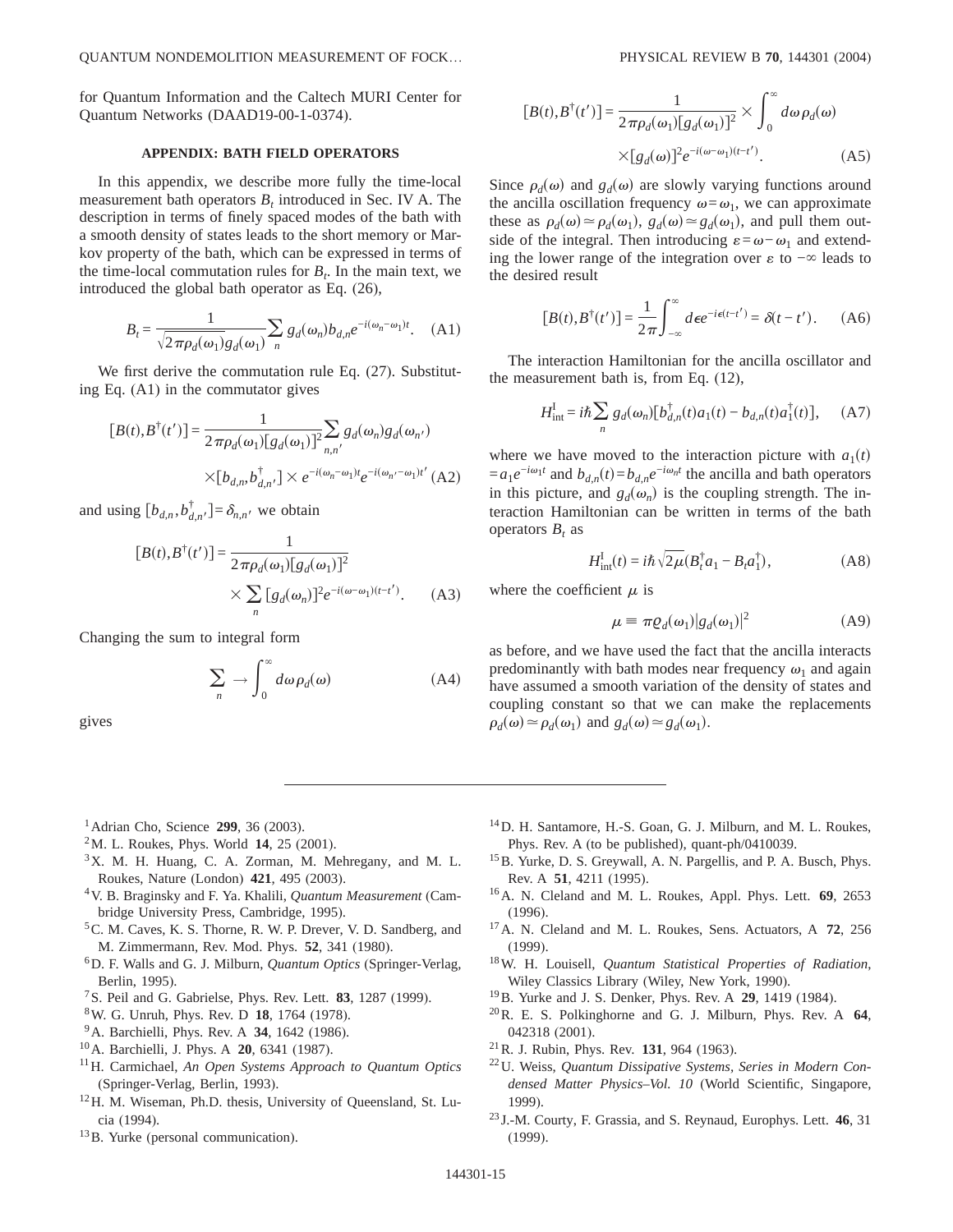for Quantum Information and the Caltech MURI Center for Quantum Networks (DAAD19-00-1-0374).

### APPENDIX: BATH FIELD OPERATORS

In this appendix, we describe more fully the time-local measurement bath operators $B_t$ introduced in Sec. IV A. The description in terms of finely spaced modes of the bath with a smooth density of states leads to the short memory or Markov property of the bath, which can be expressed in terms of the time-local commutation rules for $B_t$. In the main text, we introduced the global bath operator as Eq. (26),

$$B_t = \frac{1}{\sqrt{2\pi\rho_d(\omega_1)}g_d(\omega_1)}\sum_n g_d(\omega_n)b_{d,n}e^{-i(\omega_n-\omega_1)t}. \quad \text{(A1)}$$

We first derive the commutation rule Eq. (27). Substituting Eq. (A1) in the commutator gives

$$[B(t),B^\dagger(t')] = \frac{1}{2\pi\rho_d(\omega_1)[g_d(\omega_1)]^2}\sum_{n,n'} g_d(\omega_n)g_d(\omega_{n'}) \times[b_{d,n},b^\dagger_{d,n'}]\times e^{-i(\omega_n-\omega_1)t}e^{-i(\omega_{n'}-\omega_1)t'} \quad \text{(A2)}$$

and using $[b_{d,n},b^\dagger_{d,n'}]=\delta_{n,n'}$ we obtain

$$[B(t),B^\dagger(t')] = \frac{1}{2\pi\rho_d(\omega_1)[g_d(\omega_1)]^2} \times\sum_n [g_d(\omega_n)]^2e^{-i(\omega-\omega_1)(t-t')}. \quad \text{(A3)}$$

Changing the sum to integral form

$$\sum_n \rightarrow \int_0^\infty d\omega\,\rho_d(\omega) \quad \text{(A4)}$$

gives

$$[B(t),B^\dagger(t')] = \frac{1}{2\pi\rho_d(\omega_1)[g_d(\omega_1)]^2}\times\int_0^\infty d\omega\,\rho_d(\omega) \times[g_d(\omega)]^2e^{-i(\omega-\omega_1)(t-t')}. \quad \text{(A5)}$$

Since $\rho_d(\omega)$ and $g_d(\omega)$ are slowly varying functions around the ancilla oscillation frequency $\omega=\omega_1$, we can approximate these as $\rho_d(\omega)\simeq\rho_d(\omega_1)$, $g_d(\omega)\simeq g_d(\omega_1)$, and pull them outside of the integral. Then introducing $\varepsilon=\omega-\omega_1$ and extending the lower range of the integration over $\varepsilon$ to $-\infty$ leads to the desired result

$$[B(t),B^\dagger(t')] = \frac{1}{2\pi}\int_{-\infty}^\infty d\epsilon e^{-i\epsilon(t-t')} = \delta(t-t'). \quad \text{(A6)}$$

The interaction Hamiltonian for the ancilla oscillator and the measurement bath is, from Eq. (12),

$$H^{\mathrm{I}}_{\mathrm{int}} = i\hbar\sum_n g_d(\omega_n)[b^\dagger_{d,n}(t)a_1(t) - b_{d,n}(t)a^\dagger_1(t)], \quad \text{(A7)}$$

where we have moved to the interaction picture with $a_1(t)=a_1e^{-i\omega_1 t}$ and $b_{d,n}(t)=b_{d,n}e^{-i\omega_n t}$ the ancilla and bath operators in this picture, and $g_d(\omega_n)$ is the coupling strength. The interaction Hamiltonian can be written in terms of the bath operators $B_t$ as

$$H^{\mathrm{I}}_{\mathrm{int}}(t) = i\hbar\sqrt{2\mu}(B^\dagger_t a_1 - B_t a^\dagger_1), \quad \text{(A8)}$$

where the coefficient $\mu$ is

$$\mu \equiv \pi\varrho_d(\omega_1)|g_d(\omega_1)|^2 \quad \text{(A9)}$$

as before, and we have used the fact that the ancilla interacts predominantly with bath modes near frequency $\omega_1$ and again have assumed a smooth variation of the density of states and coupling constant so that we can make the replacements $\rho_d(\omega)\simeq\rho_d(\omega_1)$ and $g_d(\omega)\simeq g_d(\omega_1)$.

---

[1] Adrian Cho, Science **299**, 36 (2003).
[2] M. L. Roukes, Phys. World **14**, 25 (2001).
[3] X. M. H. Huang, C. A. Zorman, M. Mehregany, and M. L. Roukes, Nature (London) **421**, 495 (2003).
[4] V. B. Braginsky and F. Ya. Khalili, *Quantum Measurement* (Cambridge University Press, Cambridge, 1995).
[5] C. M. Caves, K. S. Thorne, R. W. P. Drever, V. D. Sandberg, and M. Zimmermann, Rev. Mod. Phys. **52**, 341 (1980).
[6] D. F. Walls and G. J. Milburn, *Quantum Optics* (Springer-Verlag, Berlin, 1995).
[7] S. Peil and G. Gabrielse, Phys. Rev. Lett. **83**, 1287 (1999).
[8] W. G. Unruh, Phys. Rev. D **18**, 1764 (1978).
[9] A. Barchielli, Phys. Rev. A **34**, 1642 (1986).
[10] A. Barchielli, J. Phys. A **20**, 6341 (1987).
[11] H. Carmichael, *An Open Systems Approach to Quantum Optics* (Springer-Verlag, Berlin, 1993).
[12] H. M. Wiseman, Ph.D. thesis, University of Queensland, St. Lucia (1994).
[13] B. Yurke (personal communication).
[14] D. H. Santamore, H.-S. Goan, G. J. Milburn, and M. L. Roukes, Phys. Rev. A (to be published), quant-ph/0410039.
[15] B. Yurke, D. S. Greywall, A. N. Pargellis, and P. A. Busch, Phys. Rev. A **51**, 4211 (1995).
[16] A. N. Cleland and M. L. Roukes, Appl. Phys. Lett. **69**, 2653 (1996).
[17] A. N. Cleland and M. L. Roukes, Sens. Actuators, A **72**, 256 (1999).
[18] W. H. Louisell, *Quantum Statistical Properties of Radiation*, Wiley Classics Library (Wiley, New York, 1990).
[19] B. Yurke and J. S. Denker, Phys. Rev. A **29**, 1419 (1984).
[20] R. E. S. Polkinghorne and G. J. Milburn, Phys. Rev. A **64**, 042318 (2001).
[21] R. J. Rubin, Phys. Rev. **131**, 964 (1963).
[22] U. Weiss, *Quantum Dissipative Systems, Series in Modern Condensed Matter Physics–Vol. 10* (World Scientific, Singapore, 1999).
[23] J.-M. Courty, F. Grassia, and S. Reynaud, Europhys. Lett. **46**, 31 (1999).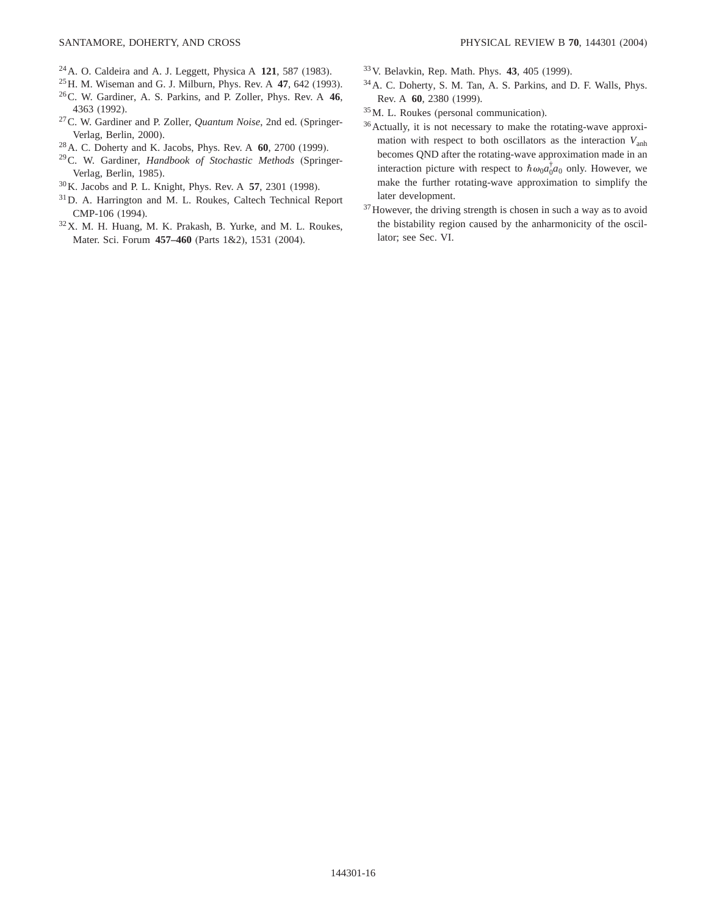[24] A. O. Caldeira and A. J. Leggett, Physica A **121**, 587 (1983).

[25] H. M. Wiseman and G. J. Milburn, Phys. Rev. A **47**, 642 (1993).

[26] C. W. Gardiner, A. S. Parkins, and P. Zoller, Phys. Rev. A **46**, 4363 (1992).

[27] C. W. Gardiner and P. Zoller, *Quantum Noise*, 2nd ed. (Springer-Verlag, Berlin, 2000).

[28] A. C. Doherty and K. Jacobs, Phys. Rev. A **60**, 2700 (1999).

[29] C. W. Gardiner, *Handbook of Stochastic Methods* (Springer-Verlag, Berlin, 1985).

[30] K. Jacobs and P. L. Knight, Phys. Rev. A **57**, 2301 (1998).

[31] D. A. Harrington and M. L. Roukes, Caltech Technical Report CMP-106 (1994).

[32] X. M. H. Huang, M. K. Prakash, B. Yurke, and M. L. Roukes, Mater. Sci. Forum **457–460** (Parts 1&2), 1531 (2004).

[33] V. Belavkin, Rep. Math. Phys. **43**, 405 (1999).

[34] A. C. Doherty, S. M. Tan, A. S. Parkins, and D. F. Walls, Phys. Rev. A **60**, 2380 (1999).

[35] M. L. Roukes (personal communication).

[36] Actually, it is not necessary to make the rotating-wave approximation with respect to both oscillators as the interaction $V_{\text{anh}}$ becomes QND after the rotating-wave approximation made in an interaction picture with respect to $\hbar\omega_0 a_0^\dagger a_0$ only. However, we make the further rotating-wave approximation to simplify the later development.

[37] However, the driving strength is chosen in such a way as to avoid the bistability region caused by the anharmonicity of the oscillator; see Sec. VI.